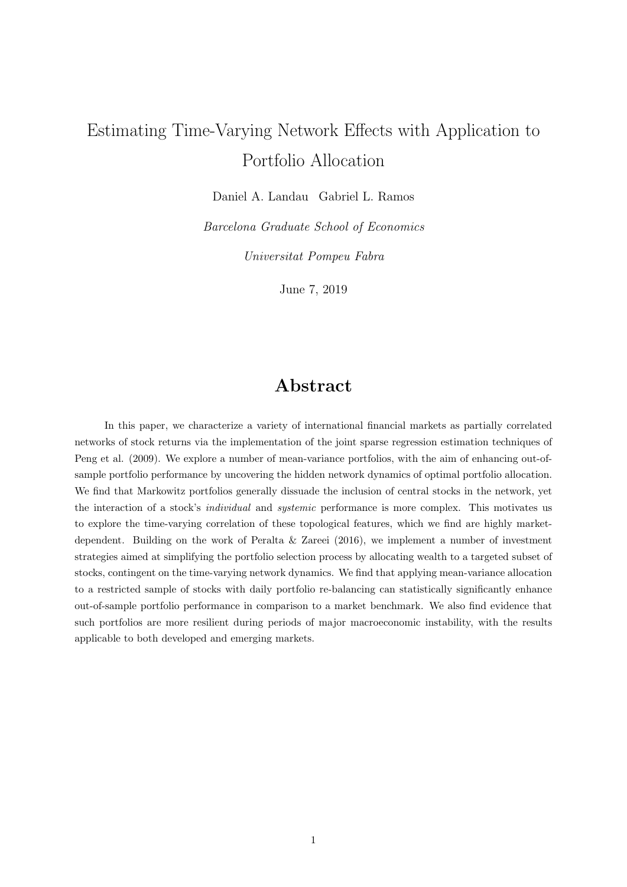# Estimating Time-Varying Network Effects with Application to Portfolio Allocation

Daniel A. Landau   Gabriel L. Ramos

*Barcelona Graduate School of Economics*

*Universitat Pompeu Fabra*

June 7, 2019

## Abstract

In this paper, we characterize a variety of international financial markets as partially correlated networks of stock returns via the implementation of the joint sparse regression estimation techniques of Peng et al. (2009). We explore a number of mean-variance portfolios, with the aim of enhancing out-of-sample portfolio performance by uncovering the hidden network dynamics of optimal portfolio allocation. We find that Markowitz portfolios generally dissuade the inclusion of central stocks in the network, yet the interaction of a stock's *individual* and *systemic* performance is more complex. This motivates us to explore the time-varying correlation of these topological features, which we find are highly market-dependent. Building on the work of Peralta & Zareei (2016), we implement a number of investment strategies aimed at simplifying the portfolio selection process by allocating wealth to a targeted subset of stocks, contingent on the time-varying network dynamics. We find that applying mean-variance allocation to a restricted sample of stocks with daily portfolio re-balancing can statistically significantly enhance out-of-sample portfolio performance in comparison to a market benchmark. We also find evidence that such portfolios are more resilient during periods of major macroeconomic instability, with the results applicable to both developed and emerging markets.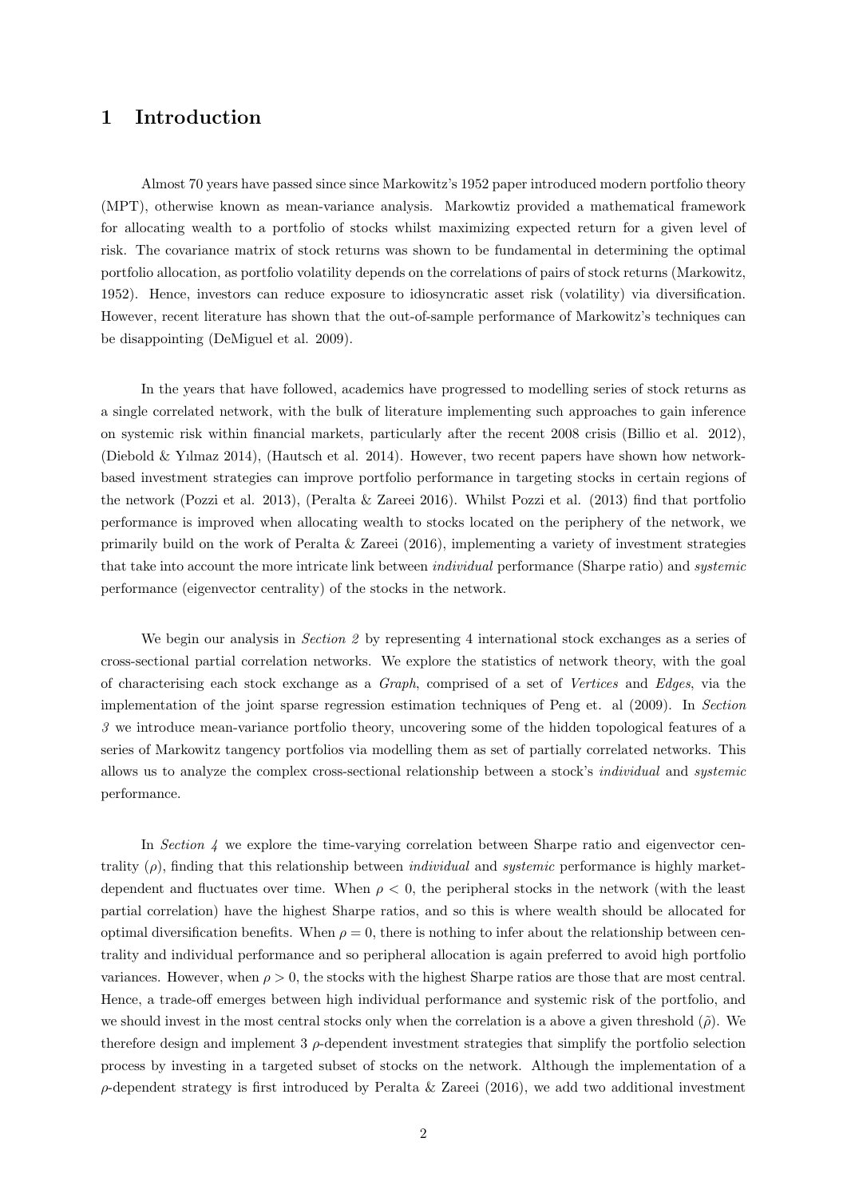# 1 Introduction

Almost 70 years have passed since since Markowitz's 1952 paper introduced modern portfolio theory (MPT), otherwise known as mean-variance analysis. Markowtiz provided a mathematical framework for allocating wealth to a portfolio of stocks whilst maximizing expected return for a given level of risk. The covariance matrix of stock returns was shown to be fundamental in determining the optimal portfolio allocation, as portfolio volatility depends on the correlations of pairs of stock returns (Markowitz, 1952). Hence, investors can reduce exposure to idiosyncratic asset risk (volatility) via diversification. However, recent literature has shown that the out-of-sample performance of Markowitz's techniques can be disappointing (DeMiguel et al. 2009).

In the years that have followed, academics have progressed to modelling series of stock returns as a single correlated network, with the bulk of literature implementing such approaches to gain inference on systemic risk within financial markets, particularly after the recent 2008 crisis (Billio et al. 2012), (Diebold & Yılmaz 2014), (Hautsch et al. 2014). However, two recent papers have shown how network-based investment strategies can improve portfolio performance in targeting stocks in certain regions of the network (Pozzi et al. 2013), (Peralta & Zareei 2016). Whilst Pozzi et al. (2013) find that portfolio performance is improved when allocating wealth to stocks located on the periphery of the network, we primarily build on the work of Peralta & Zareei (2016), implementing a variety of investment strategies that take into account the more intricate link between *individual* performance (Sharpe ratio) and *systemic* performance (eigenvector centrality) of the stocks in the network.

We begin our analysis in *Section 2* by representing 4 international stock exchanges as a series of cross-sectional partial correlation networks. We explore the statistics of network theory, with the goal of characterising each stock exchange as a *Graph*, comprised of a set of *Vertices* and *Edges*, via the implementation of the joint sparse regression estimation techniques of Peng et. al (2009). In *Section 3* we introduce mean-variance portfolio theory, uncovering some of the hidden topological features of a series of Markowitz tangency portfolios via modelling them as set of partially correlated networks. This allows us to analyze the complex cross-sectional relationship between a stock's *individual* and *systemic* performance.

In *Section 4* we explore the time-varying correlation between Sharpe ratio and eigenvector centrality ($\rho$), finding that this relationship between *individual* and *systemic* performance is highly market-dependent and fluctuates over time. When $\rho < 0$, the peripheral stocks in the network (with the least partial correlation) have the highest Sharpe ratios, and so this is where wealth should be allocated for optimal diversification benefits. When $\rho = 0$, there is nothing to infer about the relationship between centrality and individual performance and so peripheral allocation is again preferred to avoid high portfolio variances. However, when $\rho > 0$, the stocks with the highest Sharpe ratios are those that are most central. Hence, a trade-off emerges between high individual performance and systemic risk of the portfolio, and we should invest in the most central stocks only when the correlation is a above a given threshold ($\tilde{\rho}$). We therefore design and implement 3 $\rho$-dependent investment strategies that simplify the portfolio selection process by investing in a targeted subset of stocks on the network. Although the implementation of a $\rho$-dependent strategy is first introduced by Peralta & Zareei (2016), we add two additional investment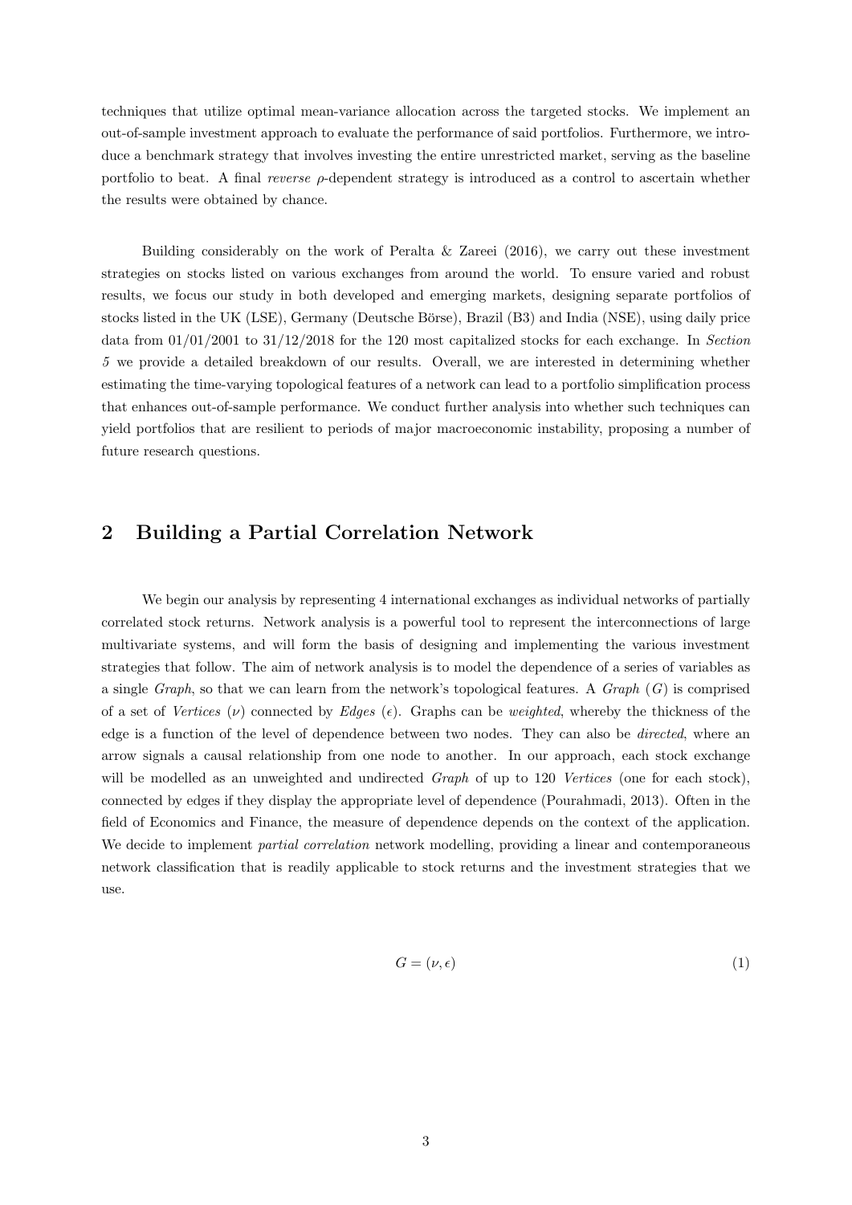techniques that utilize optimal mean-variance allocation across the targeted stocks. We implement an out-of-sample investment approach to evaluate the performance of said portfolios. Furthermore, we introduce a benchmark strategy that involves investing the entire unrestricted market, serving as the baseline portfolio to beat. A final *reverse* $\rho$-dependent strategy is introduced as a control to ascertain whether the results were obtained by chance.

Building considerably on the work of Peralta & Zareei (2016), we carry out these investment strategies on stocks listed on various exchanges from around the world. To ensure varied and robust results, we focus our study in both developed and emerging markets, designing separate portfolios of stocks listed in the UK (LSE), Germany (Deutsche Börse), Brazil (B3) and India (NSE), using daily price data from 01/01/2001 to 31/12/2018 for the 120 most capitalized stocks for each exchange. In *Section 5* we provide a detailed breakdown of our results. Overall, we are interested in determining whether estimating the time-varying topological features of a network can lead to a portfolio simplification process that enhances out-of-sample performance. We conduct further analysis into whether such techniques can yield portfolios that are resilient to periods of major macroeconomic instability, proposing a number of future research questions.

## 2 Building a Partial Correlation Network

We begin our analysis by representing 4 international exchanges as individual networks of partially correlated stock returns. Network analysis is a powerful tool to represent the interconnections of large multivariate systems, and will form the basis of designing and implementing the various investment strategies that follow. The aim of network analysis is to model the dependence of a series of variables as a single *Graph*, so that we can learn from the network's topological features. A *Graph* ($G$) is comprised of a set of *Vertices* ($\nu$) connected by *Edges* ($\epsilon$). Graphs can be *weighted*, whereby the thickness of the edge is a function of the level of dependence between two nodes. They can also be *directed*, where an arrow signals a causal relationship from one node to another. In our approach, each stock exchange will be modelled as an unweighted and undirected *Graph* of up to 120 *Vertices* (one for each stock), connected by edges if they display the appropriate level of dependence (Pourahmadi, 2013). Often in the field of Economics and Finance, the measure of dependence depends on the context of the application. We decide to implement *partial correlation* network modelling, providing a linear and contemporaneous network classification that is readily applicable to stock returns and the investment strategies that we use.

$$G = (\nu, \epsilon) \tag{1}$$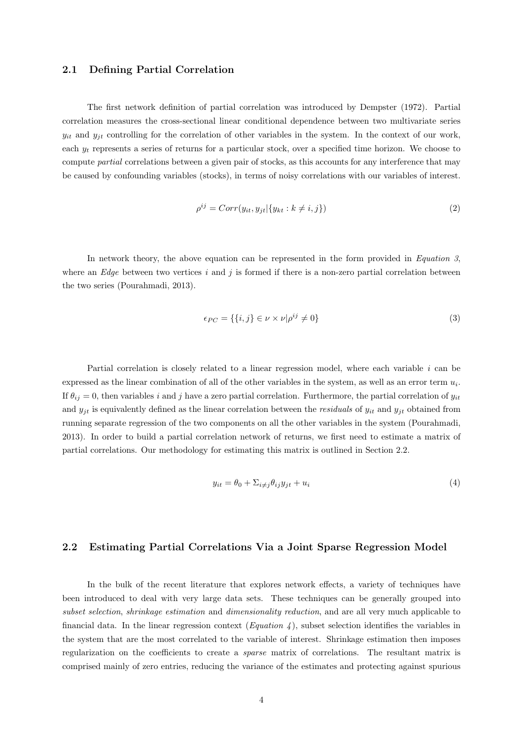## 2.1 Defining Partial Correlation

The first network definition of partial correlation was introduced by Dempster (1972). Partial correlation measures the cross-sectional linear conditional dependence between two multivariate series $y_{it}$ and $y_{jt}$ controlling for the correlation of other variables in the system. In the context of our work, each $y_t$ represents a series of returns for a particular stock, over a specified time horizon. We choose to compute *partial* correlations between a given pair of stocks, as this accounts for any interference that may be caused by confounding variables (stocks), in terms of noisy correlations with our variables of interest.

$$\rho^{ij} = Corr(y_{it}, y_{jt} | \{y_{kt} : k \neq i, j\}) \tag{2}$$

In network theory, the above equation can be represented in the form provided in *Equation 3*, where an *Edge* between two vertices $i$ and $j$ is formed if there is a non-zero partial correlation between the two series (Pourahmadi, 2013).

$$\epsilon_{PC} = \{\{i, j\} \in \nu \times \nu | \rho^{ij} \neq 0\} \tag{3}$$

Partial correlation is closely related to a linear regression model, where each variable $i$ can be expressed as the linear combination of all of the other variables in the system, as well as an error term $u_i$. If $\theta_{ij} = 0$, then variables $i$ and $j$ have a zero partial correlation. Furthermore, the partial correlation of $y_{it}$ and $y_{jt}$ is equivalently defined as the linear correlation between the *residuals* of $y_{it}$ and $y_{jt}$ obtained from running separate regression of the two components on all the other variables in the system (Pourahmadi, 2013). In order to build a partial correlation network of returns, we first need to estimate a matrix of partial correlations. Our methodology for estimating this matrix is outlined in Section 2.2.

$$y_{it} = \theta_0 + \Sigma_{i \neq j} \theta_{ij} y_{jt} + u_i \tag{4}$$

## 2.2 Estimating Partial Correlations Via a Joint Sparse Regression Model

In the bulk of the recent literature that explores network effects, a variety of techniques have been introduced to deal with very large data sets. These techniques can be generally grouped into *subset selection*, *shrinkage estimation* and *dimensionality reduction*, and are all very much applicable to financial data. In the linear regression context (*Equation 4*), subset selection identifies the variables in the system that are the most correlated to the variable of interest. Shrinkage estimation then imposes regularization on the coefficients to create a *sparse* matrix of correlations. The resultant matrix is comprised mainly of zero entries, reducing the variance of the estimates and protecting against spurious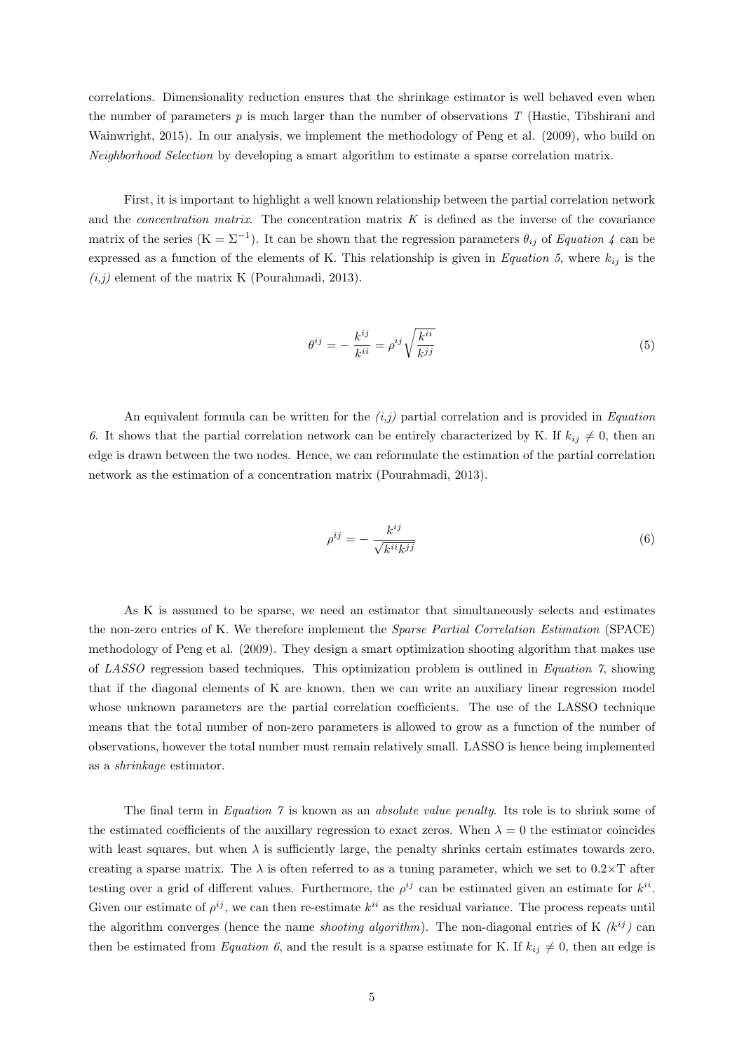correlations. Dimensionality reduction ensures that the shrinkage estimator is well behaved even when the number of parameters $p$ is much larger than the number of observations $T$ (Hastie, Tibshirani and Wainwright, 2015). In our analysis, we implement the methodology of Peng et al. (2009), who build on *Neighborhood Selection* by developing a smart algorithm to estimate a sparse correlation matrix.

First, it is important to highlight a well known relationship between the partial correlation network and the *concentration matrix*. The concentration matrix $K$ is defined as the inverse of the covariance matrix of the series ($\mathrm{K} = \Sigma^{-1}$). It can be shown that the regression parameters $\theta_{ij}$ of *Equation 4* can be expressed as a function of the elements of K. This relationship is given in *Equation 5*, where $k_{ij}$ is the *(i,j)* element of the matrix K (Pourahmadi, 2013).

$$\theta^{ij} = -\frac{k^{ij}}{k^{ii}} = \rho^{ij}\sqrt{\frac{k^{ii}}{k^{jj}}} \tag{5}$$

An equivalent formula can be written for the *(i,j)* partial correlation and is provided in *Equation 6*. It shows that the partial correlation network can be entirely characterized by K. If $k_{ij} \neq 0$, then an edge is drawn between the two nodes. Hence, we can reformulate the estimation of the partial correlation network as the estimation of a concentration matrix (Pourahmadi, 2013).

$$\rho^{ij} = -\frac{k^{ij}}{\sqrt{k^{ii}k^{jj}}} \tag{6}$$

As K is assumed to be sparse, we need an estimator that simultaneously selects and estimates the non-zero entries of K. We therefore implement the *Sparse Partial Correlation Estimation* (SPACE) methodology of Peng et al. (2009). They design a smart optimization shooting algorithm that makes use of *LASSO* regression based techniques. This optimization problem is outlined in *Equation 7*, showing that if the diagonal elements of K are known, then we can write an auxiliary linear regression model whose unknown parameters are the partial correlation coefficients. The use of the LASSO technique means that the total number of non-zero parameters is allowed to grow as a function of the number of observations, however the total number must remain relatively small. LASSO is hence being implemented as a *shrinkage* estimator.

The final term in *Equation 7* is known as an *absolute value penalty*. Its role is to shrink some of the estimated coefficients of the auxillary regression to exact zeros. When $\lambda = 0$ the estimator coincides with least squares, but when $\lambda$ is sufficiently large, the penalty shrinks certain estimates towards zero, creating a sparse matrix. The $\lambda$ is often referred to as a tuning parameter, which we set to $0.2\times\mathrm{T}$ after testing over a grid of different values. Furthermore, the $\rho^{ij}$ can be estimated given an estimate for $k^{ii}$. Given our estimate of $\rho^{ij}$, we can then re-estimate $k^{ii}$ as the residual variance. The process repeats until the algorithm converges (hence the name *shooting algorithm*). The non-diagonal entries of K *($k^{ij}$)* can then be estimated from *Equation 6*, and the result is a sparse estimate for K. If $k_{ij} \neq 0$, then an edge is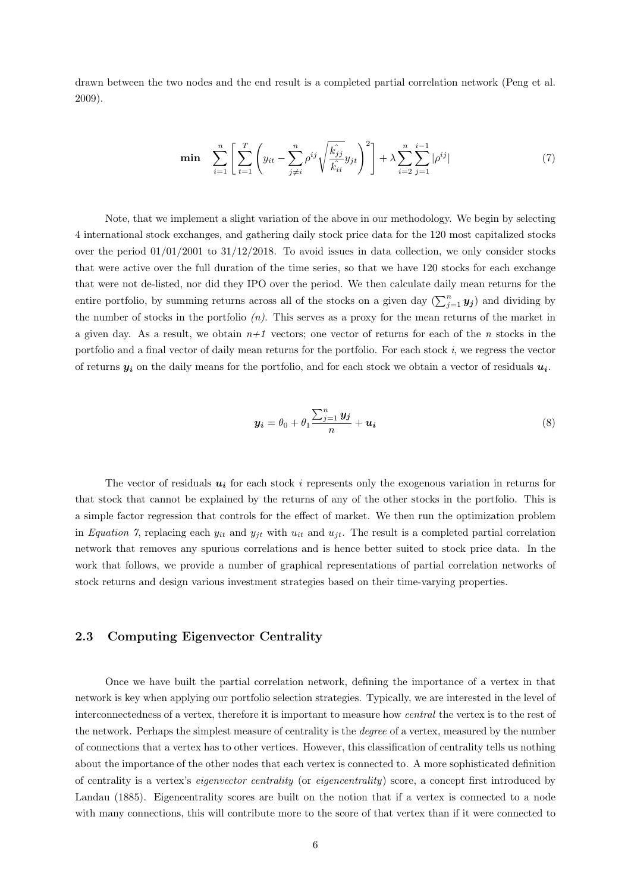drawn between the two nodes and the end result is a completed partial correlation network (Peng et al. 2009).

$$\textbf{min} \quad \sum_{i=1}^{n} \left[ \sum_{t=1}^{T} \left( y_{it} - \sum_{j \neq i}^{n} \rho^{ij} \sqrt{\frac{\hat{k_{jj}}}{\hat{k_{ii}}}} y_{jt} \right)^2 \right] + \lambda \sum_{i=2}^{n} \sum_{j=1}^{i-1} |\rho^{ij}| \tag{7}$$

Note, that we implement a slight variation of the above in our methodology. We begin by selecting 4 international stock exchanges, and gathering daily stock price data for the 120 most capitalized stocks over the period 01/01/2001 to 31/12/2018. To avoid issues in data collection, we only consider stocks that were active over the full duration of the time series, so that we have 120 stocks for each exchange that were not de-listed, nor did they IPO over the period. We then calculate daily mean returns for the entire portfolio, by summing returns across all of the stocks on a given day ($\sum_{j=1}^{n} \boldsymbol{y_j}$) and dividing by the number of stocks in the portfolio *(n)*. This serves as a proxy for the mean returns of the market in a given day. As a result, we obtain *n+1* vectors; one vector of returns for each of the $n$ stocks in the portfolio and a final vector of daily mean returns for the portfolio. For each stock $i$, we regress the vector of returns $\boldsymbol{y_i}$ on the daily means for the portfolio, and for each stock we obtain a vector of residuals $\boldsymbol{u_i}$.

$$\boldsymbol{y_i} = \theta_0 + \theta_1 \frac{\sum_{j=1}^{n} \boldsymbol{y_j}}{n} + \boldsymbol{u_i} \tag{8}$$

The vector of residuals $\boldsymbol{u_i}$ for each stock $i$ represents only the exogenous variation in returns for that stock that cannot be explained by the returns of any of the other stocks in the portfolio. This is a simple factor regression that controls for the effect of market. We then run the optimization problem in *Equation 7*, replacing each $y_{it}$ and $y_{jt}$ with $u_{it}$ and $u_{jt}$. The result is a completed partial correlation network that removes any spurious correlations and is hence better suited to stock price data. In the work that follows, we provide a number of graphical representations of partial correlation networks of stock returns and design various investment strategies based on their time-varying properties.

### 2.3 Computing Eigenvector Centrality

Once we have built the partial correlation network, defining the importance of a vertex in that network is key when applying our portfolio selection strategies. Typically, we are interested in the level of interconnectedness of a vertex, therefore it is important to measure how *central* the vertex is to the rest of the network. Perhaps the simplest measure of centrality is the *degree* of a vertex, measured by the number of connections that a vertex has to other vertices. However, this classification of centrality tells us nothing about the importance of the other nodes that each vertex is connected to. A more sophisticated definition of centrality is a vertex's *eigenvector centrality* (or *eigencentrality*) score, a concept first introduced by Landau (1885). Eigencentrality scores are built on the notion that if a vertex is connected to a node with many connections, this will contribute more to the score of that vertex than if it were connected to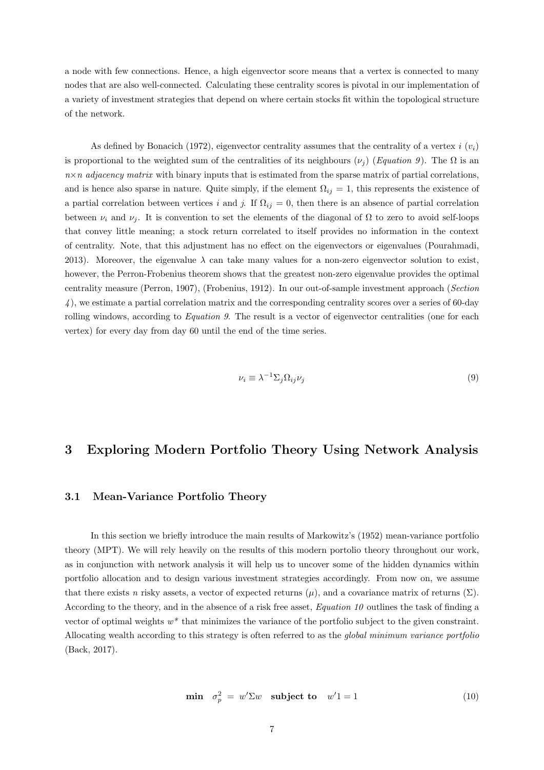a node with few connections. Hence, a high eigenvector score means that a vertex is connected to many nodes that are also well-connected. Calculating these centrality scores is pivotal in our implementation of a variety of investment strategies that depend on where certain stocks fit within the topological structure of the network.

As defined by Bonacich (1972), eigenvector centrality assumes that the centrality of a vertex $i$ ($v_i$) is proportional to the weighted sum of the centralities of its neighbours ($\nu_j$) (*Equation 9*). The $\Omega$ is an $n \times n$ *adjacency matrix* with binary inputs that is estimated from the sparse matrix of partial correlations, and is hence also sparse in nature. Quite simply, if the element $\Omega_{ij} = 1$, this represents the existence of a partial correlation between vertices $i$ and $j$. If $\Omega_{ij} = 0$, then there is an absence of partial correlation between $\nu_i$ and $\nu_j$. It is convention to set the elements of the diagonal of $\Omega$ to zero to avoid self-loops that convey little meaning; a stock return correlated to itself provides no information in the context of centrality. Note, that this adjustment has no effect on the eigenvectors or eigenvalues (Pourahmadi, 2013). Moreover, the eigenvalue $\lambda$ can take many values for a non-zero eigenvector solution to exist, however, the Perron-Frobenius theorem shows that the greatest non-zero eigenvalue provides the optimal centrality measure (Perron, 1907), (Frobenius, 1912). In our out-of-sample investment approach (*Section 4*), we estimate a partial correlation matrix and the corresponding centrality scores over a series of 60-day rolling windows, according to *Equation 9*. The result is a vector of eigenvector centralities (one for each vertex) for every day from day 60 until the end of the time series.

$$\nu_i \equiv \lambda^{-1} \Sigma_j \Omega_{ij} \nu_j \tag{9}$$

## 3 Exploring Modern Portfolio Theory Using Network Analysis

### 3.1 Mean-Variance Portfolio Theory

In this section we briefly introduce the main results of Markowitz's (1952) mean-variance portfolio theory (MPT). We will rely heavily on the results of this modern portolio theory throughout our work, as in conjunction with network analysis it will help us to uncover some of the hidden dynamics within portfolio allocation and to design various investment strategies accordingly. From now on, we assume that there exists $n$ risky assets, a vector of expected returns ($\mu$), and a covariance matrix of returns ($\Sigma$). According to the theory, and in the absence of a risk free asset, *Equation 10* outlines the task of finding a vector of optimal weights $w^*$ that minimizes the variance of the portfolio subject to the given constraint. Allocating wealth according to this strategy is often referred to as the *global minimum variance portfolio* (Back, 2017).

$$\textbf{min} \quad \sigma_p^2 \; = \; w'\Sigma w \quad \textbf{subject to} \quad w'1 = 1 \tag{10}$$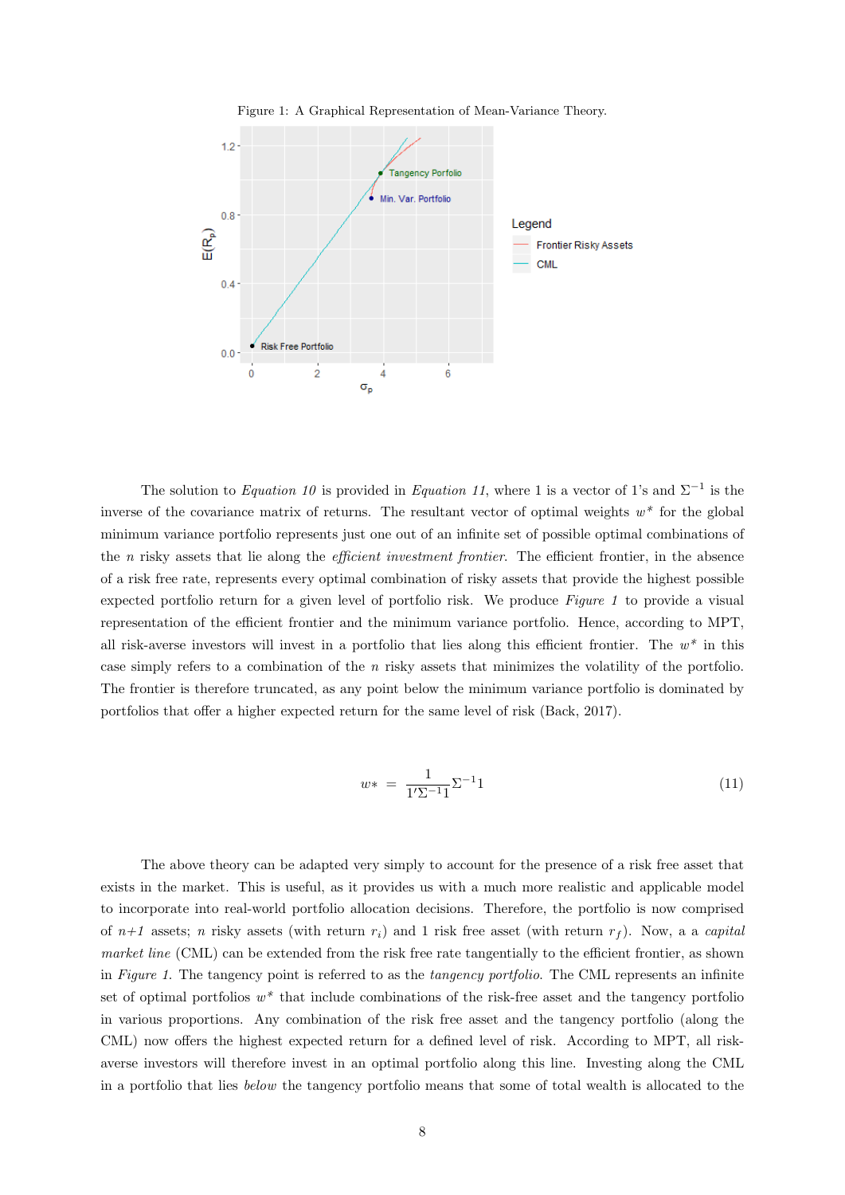Figure 1: A Graphical Representation of Mean-Variance Theory.

The solution to *Equation 10* is provided in *Equation 11*, where 1 is a vector of 1's and $\Sigma^{-1}$ is the inverse of the covariance matrix of returns. The resultant vector of optimal weights $w^*$ for the global minimum variance portfolio represents just one out of an infinite set of possible optimal combinations of the $n$ risky assets that lie along the *efficient investment frontier*. The efficient frontier, in the absence of a risk free rate, represents every optimal combination of risky assets that provide the highest possible expected portfolio return for a given level of portfolio risk. We produce *Figure 1* to provide a visual representation of the efficient frontier and the minimum variance portfolio. Hence, according to MPT, all risk-averse investors will invest in a portfolio that lies along this efficient frontier. The $w^*$ in this case simply refers to a combination of the $n$ risky assets that minimizes the volatility of the portfolio. The frontier is therefore truncated, as any point below the minimum variance portfolio is dominated by portfolios that offer a higher expected return for the same level of risk (Back, 2017).

$$w* = \frac{1}{1'\Sigma^{-1}1}\Sigma^{-1}1 \tag{11}$$

The above theory can be adapted very simply to account for the presence of a risk free asset that exists in the market. This is useful, as it provides us with a much more realistic and applicable model to incorporate into real-world portfolio allocation decisions. Therefore, the portfolio is now comprised of *n+1* assets; $n$ risky assets (with return $r_i$) and 1 risk free asset (with return $r_f$). Now, a a *capital market line* (CML) can be extended from the risk free rate tangentially to the efficient frontier, as shown in *Figure 1*. The tangency point is referred to as the *tangency portfolio*. The CML represents an infinite set of optimal portfolios $w^*$ that include combinations of the risk-free asset and the tangency portfolio in various proportions. Any combination of the risk free asset and the tangency portfolio (along the CML) now offers the highest expected return for a defined level of risk. According to MPT, all risk-averse investors will therefore invest in an optimal portfolio along this line. Investing along the CML in a portfolio that lies *below* the tangency portfolio means that some of total wealth is allocated to the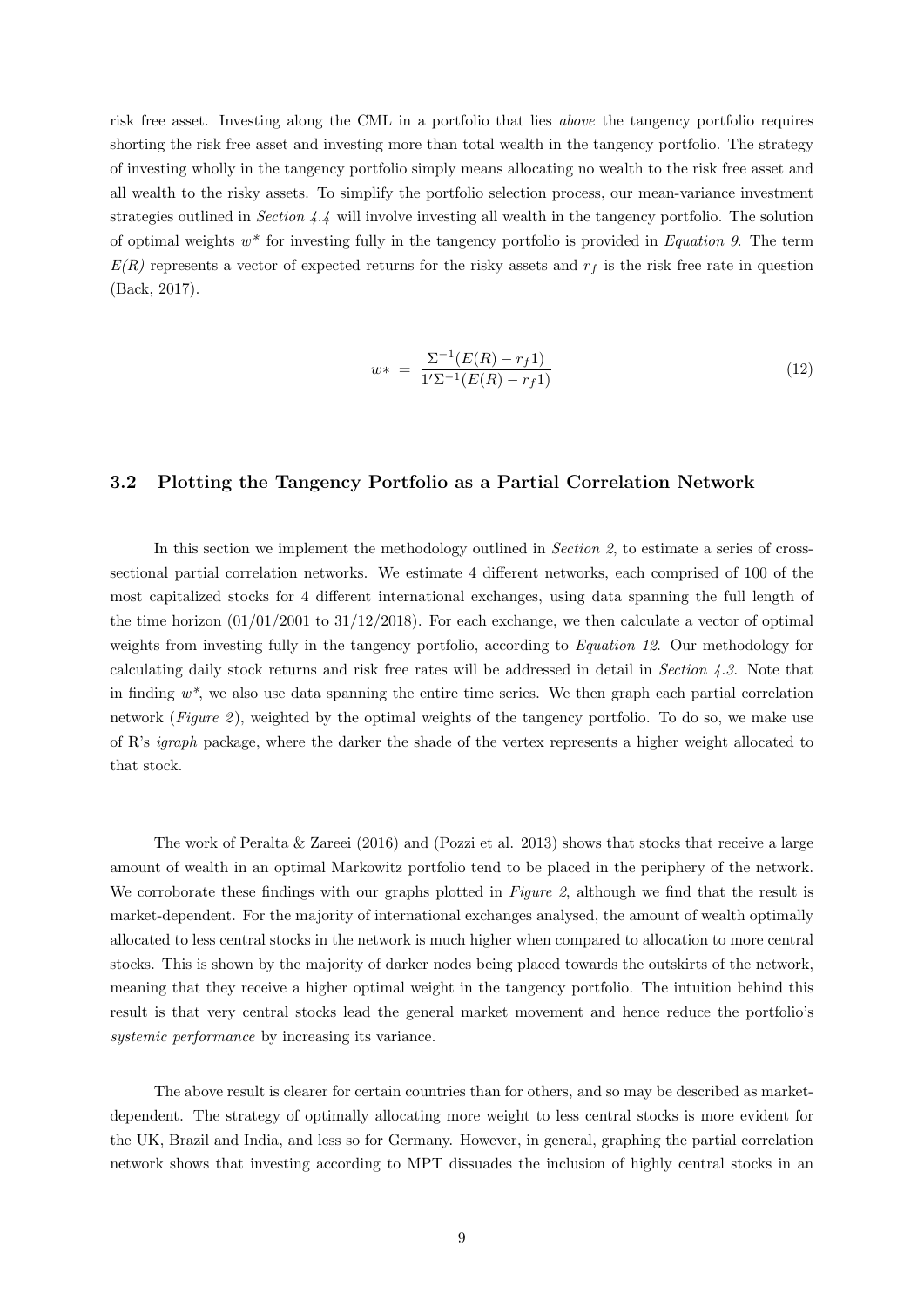risk free asset. Investing along the CML in a portfolio that lies *above* the tangency portfolio requires shorting the risk free asset and investing more than total wealth in the tangency portfolio. The strategy of investing wholly in the tangency portfolio simply means allocating no wealth to the risk free asset and all wealth to the risky assets. To simplify the portfolio selection process, our mean-variance investment strategies outlined in *Section 4.4* will involve investing all wealth in the tangency portfolio. The solution of optimal weights $w^*$ for investing fully in the tangency portfolio is provided in *Equation 9*. The term *E(R)* represents a vector of expected returns for the risky assets and $r_f$ is the risk free rate in question (Back, 2017).

$$w* \;=\; \frac{\Sigma^{-1}(E(R) - r_f 1)}{1'\Sigma^{-1}(E(R) - r_f 1)} \tag{12}$$

## 3.2 Plotting the Tangency Portfolio as a Partial Correlation Network

In this section we implement the methodology outlined in *Section 2*, to estimate a series of cross-sectional partial correlation networks. We estimate 4 different networks, each comprised of 100 of the most capitalized stocks for 4 different international exchanges, using data spanning the full length of the time horizon (01/01/2001 to 31/12/2018). For each exchange, we then calculate a vector of optimal weights from investing fully in the tangency portfolio, according to *Equation 12*. Our methodology for calculating daily stock returns and risk free rates will be addressed in detail in *Section 4.3*. Note that in finding $w^*$, we also use data spanning the entire time series. We then graph each partial correlation network (*Figure 2*), weighted by the optimal weights of the tangency portfolio. To do so, we make use of R's *igraph* package, where the darker the shade of the vertex represents a higher weight allocated to that stock.

The work of Peralta & Zareei (2016) and (Pozzi et al. 2013) shows that stocks that receive a large amount of wealth in an optimal Markowitz portfolio tend to be placed in the periphery of the network. We corroborate these findings with our graphs plotted in *Figure 2*, although we find that the result is market-dependent. For the majority of international exchanges analysed, the amount of wealth optimally allocated to less central stocks in the network is much higher when compared to allocation to more central stocks. This is shown by the majority of darker nodes being placed towards the outskirts of the network, meaning that they receive a higher optimal weight in the tangency portfolio. The intuition behind this result is that very central stocks lead the general market movement and hence reduce the portfolio's *systemic performance* by increasing its variance.

The above result is clearer for certain countries than for others, and so may be described as market-dependent. The strategy of optimally allocating more weight to less central stocks is more evident for the UK, Brazil and India, and less so for Germany. However, in general, graphing the partial correlation network shows that investing according to MPT dissuades the inclusion of highly central stocks in an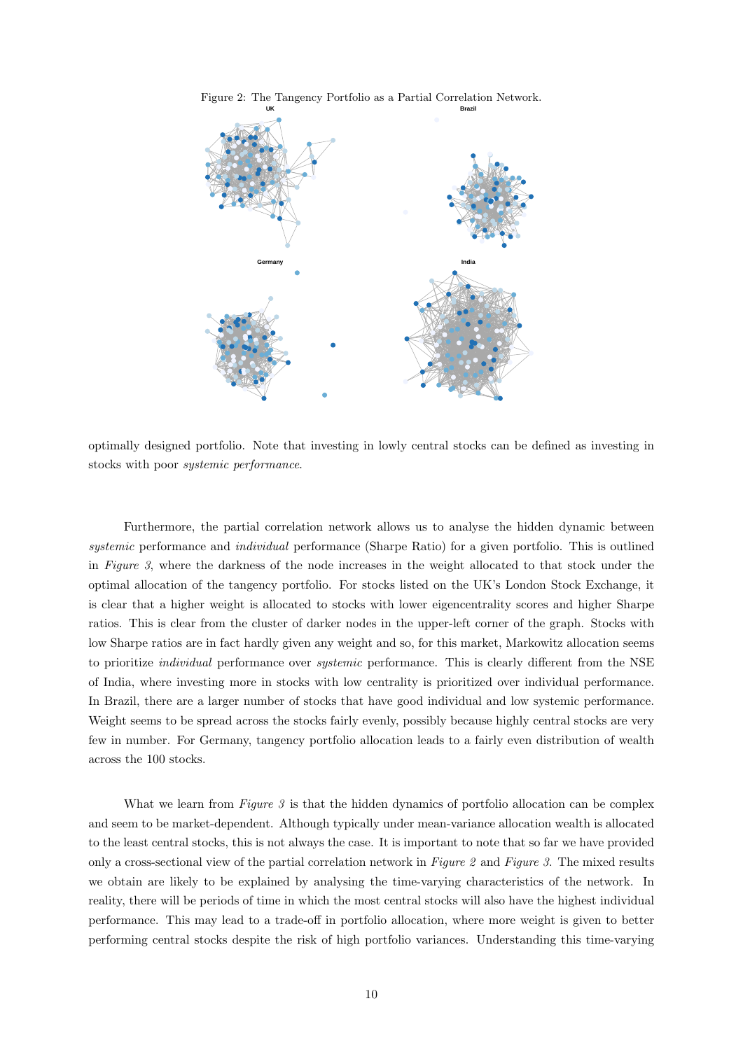Figure 2: The Tangency Portfolio as a Partial Correlation Network.

optimally designed portfolio. Note that investing in lowly central stocks can be defined as investing in stocks with poor *systemic performance*.

Furthermore, the partial correlation network allows us to analyse the hidden dynamic between *systemic* performance and *individual* performance (Sharpe Ratio) for a given portfolio. This is outlined in *Figure 3*, where the darkness of the node increases in the weight allocated to that stock under the optimal allocation of the tangency portfolio. For stocks listed on the UK's London Stock Exchange, it is clear that a higher weight is allocated to stocks with lower eigencentrality scores and higher Sharpe ratios. This is clear from the cluster of darker nodes in the upper-left corner of the graph. Stocks with low Sharpe ratios are in fact hardly given any weight and so, for this market, Markowitz allocation seems to prioritize *individual* performance over *systemic* performance. This is clearly different from the NSE of India, where investing more in stocks with low centrality is prioritized over individual performance. In Brazil, there are a larger number of stocks that have good individual and low systemic performance. Weight seems to be spread across the stocks fairly evenly, possibly because highly central stocks are very few in number. For Germany, tangency portfolio allocation leads to a fairly even distribution of wealth across the 100 stocks.

What we learn from *Figure 3* is that the hidden dynamics of portfolio allocation can be complex and seem to be market-dependent. Although typically under mean-variance allocation wealth is allocated to the least central stocks, this is not always the case. It is important to note that so far we have provided only a cross-sectional view of the partial correlation network in *Figure 2* and *Figure 3*. The mixed results we obtain are likely to be explained by analysing the time-varying characteristics of the network. In reality, there will be periods of time in which the most central stocks will also have the highest individual performance. This may lead to a trade-off in portfolio allocation, where more weight is given to better performing central stocks despite the risk of high portfolio variances. Understanding this time-varying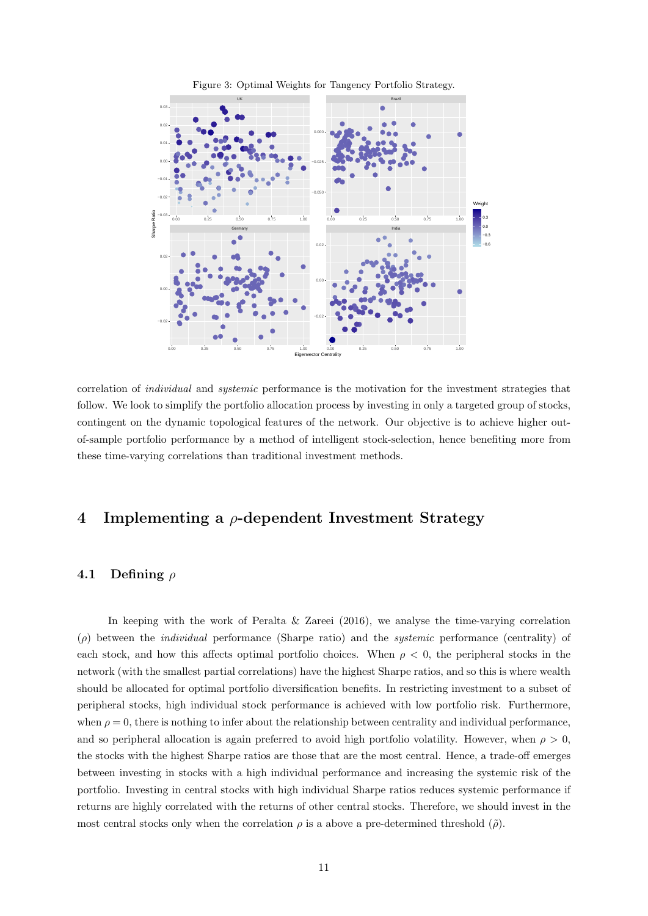Figure 3: Optimal Weights for Tangency Portfolio Strategy.

correlation of *individual* and *systemic* performance is the motivation for the investment strategies that follow. We look to simplify the portfolio allocation process by investing in only a targeted group of stocks, contingent on the dynamic topological features of the network. Our objective is to achieve higher out-of-sample portfolio performance by a method of intelligent stock-selection, hence benefiting more from these time-varying correlations than traditional investment methods.

# 4 Implementing a $\rho$-dependent Investment Strategy

## 4.1 Defining $\rho$

In keeping with the work of Peralta & Zareei (2016), we analyse the time-varying correlation ($\rho$) between the *individual* performance (Sharpe ratio) and the *systemic* performance (centrality) of each stock, and how this affects optimal portfolio choices. When $\rho < 0$, the peripheral stocks in the network (with the smallest partial correlations) have the highest Sharpe ratios, and so this is where wealth should be allocated for optimal portfolio diversification benefits. In restricting investment to a subset of peripheral stocks, high individual stock performance is achieved with low portfolio risk. Furthermore, when $\rho = 0$, there is nothing to infer about the relationship between centrality and individual performance, and so peripheral allocation is again preferred to avoid high portfolio volatility. However, when $\rho > 0$, the stocks with the highest Sharpe ratios are those that are the most central. Hence, a trade-off emerges between investing in stocks with a high individual performance and increasing the systemic risk of the portfolio. Investing in central stocks with high individual Sharpe ratios reduces systemic performance if returns are highly correlated with the returns of other central stocks. Therefore, we should invest in the most central stocks only when the correlation $\rho$ is a above a pre-determined threshold ($\tilde{\rho}$).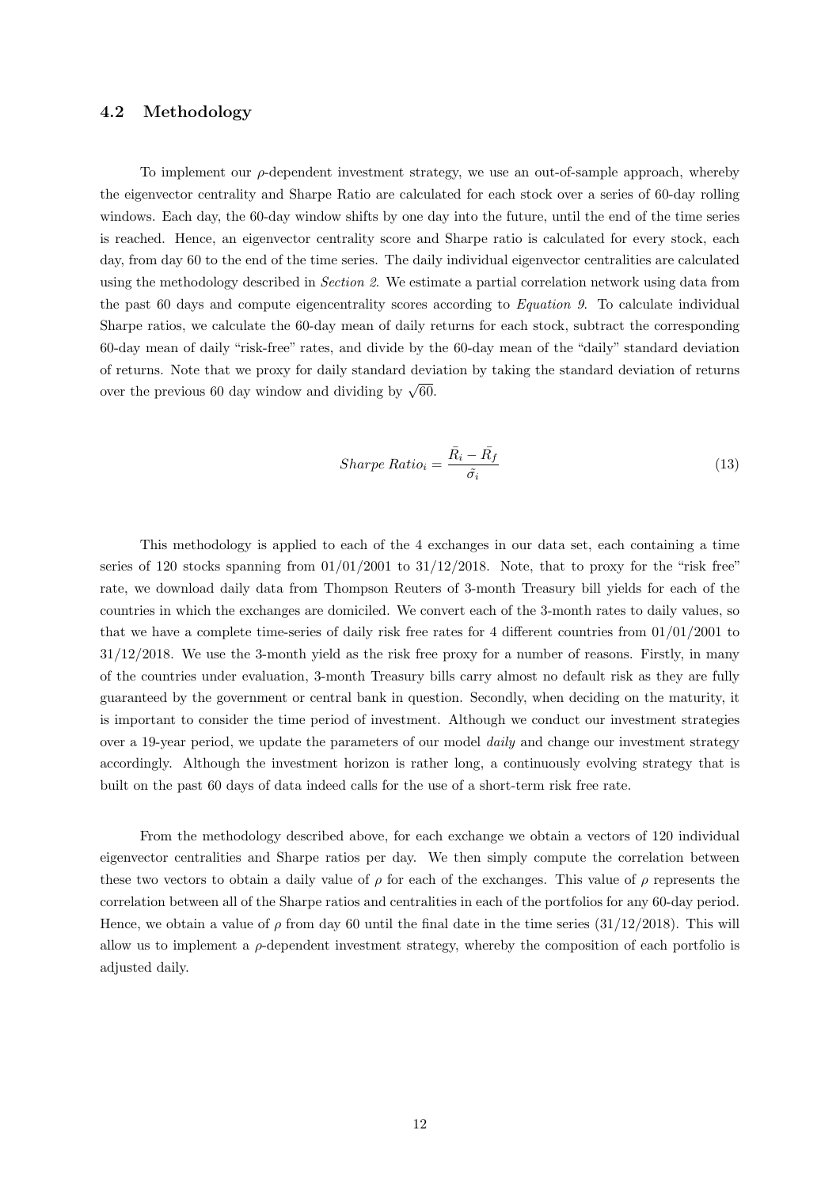### 4.2 Methodology

To implement our $\rho$-dependent investment strategy, we use an out-of-sample approach, whereby the eigenvector centrality and Sharpe Ratio are calculated for each stock over a series of 60-day rolling windows. Each day, the 60-day window shifts by one day into the future, until the end of the time series is reached. Hence, an eigenvector centrality score and Sharpe ratio is calculated for every stock, each day, from day 60 to the end of the time series. The daily individual eigenvector centralities are calculated using the methodology described in *Section 2*. We estimate a partial correlation network using data from the past 60 days and compute eigencentrality scores according to *Equation 9*. To calculate individual Sharpe ratios, we calculate the 60-day mean of daily returns for each stock, subtract the corresponding 60-day mean of daily "risk-free" rates, and divide by the 60-day mean of the "daily" standard deviation of returns. Note that we proxy for daily standard deviation by taking the standard deviation of returns over the previous 60 day window and dividing by $\sqrt{60}$.

$$Sharpe\ Ratio_i = \frac{\bar{R_i} - \bar{R_f}}{\tilde{\sigma_i}} \tag{13}$$

This methodology is applied to each of the 4 exchanges in our data set, each containing a time series of 120 stocks spanning from 01/01/2001 to 31/12/2018. Note, that to proxy for the "risk free" rate, we download daily data from Thompson Reuters of 3-month Treasury bill yields for each of the countries in which the exchanges are domiciled. We convert each of the 3-month rates to daily values, so that we have a complete time-series of daily risk free rates for 4 different countries from 01/01/2001 to 31/12/2018. We use the 3-month yield as the risk free proxy for a number of reasons. Firstly, in many of the countries under evaluation, 3-month Treasury bills carry almost no default risk as they are fully guaranteed by the government or central bank in question. Secondly, when deciding on the maturity, it is important to consider the time period of investment. Although we conduct our investment strategies over a 19-year period, we update the parameters of our model *daily* and change our investment strategy accordingly. Although the investment horizon is rather long, a continuously evolving strategy that is built on the past 60 days of data indeed calls for the use of a short-term risk free rate.

From the methodology described above, for each exchange we obtain a vectors of 120 individual eigenvector centralities and Sharpe ratios per day. We then simply compute the correlation between these two vectors to obtain a daily value of $\rho$ for each of the exchanges. This value of $\rho$ represents the correlation between all of the Sharpe ratios and centralities in each of the portfolios for any 60-day period. Hence, we obtain a value of $\rho$ from day 60 until the final date in the time series (31/12/2018). This will allow us to implement a $\rho$-dependent investment strategy, whereby the composition of each portfolio is adjusted daily.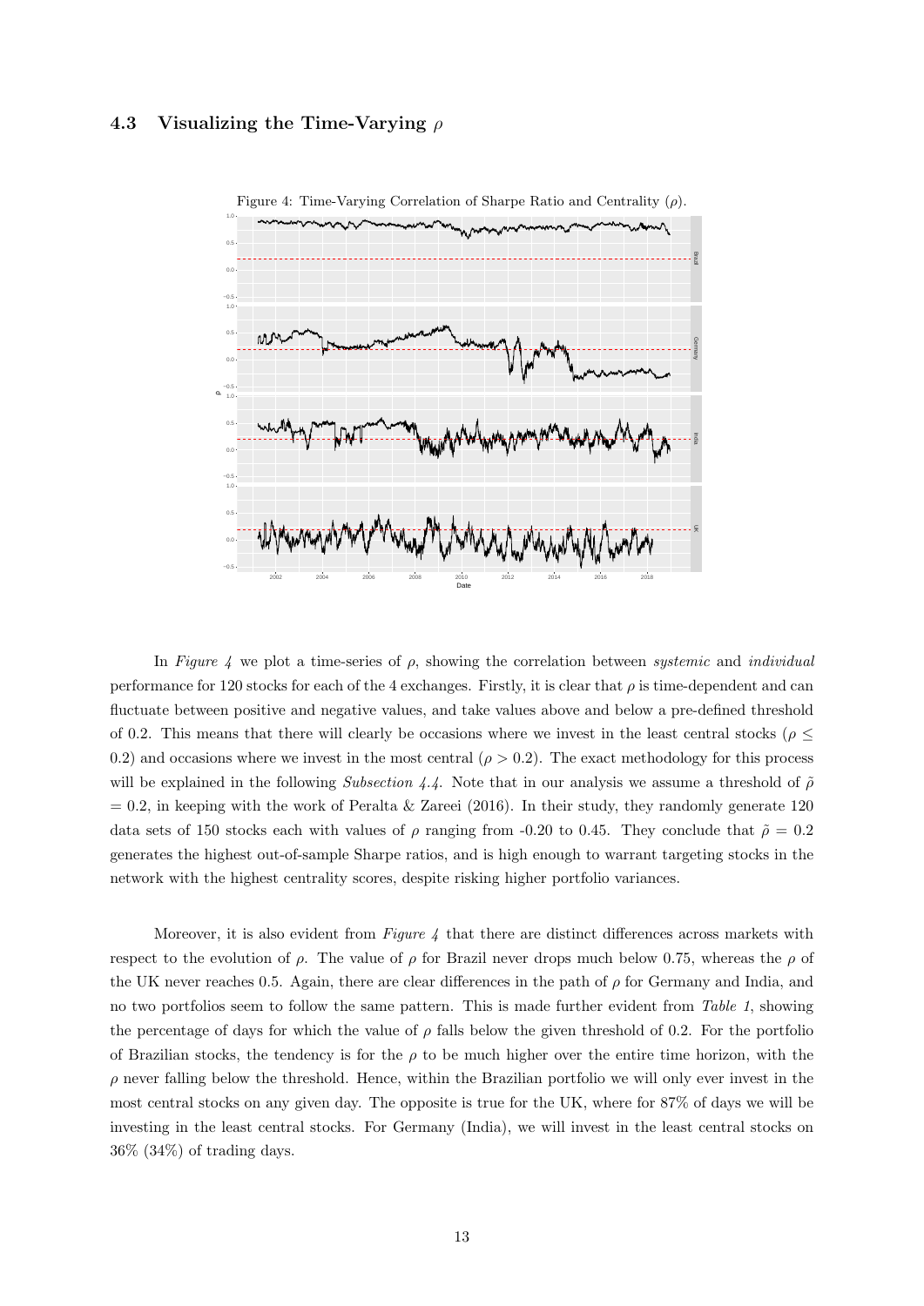### 4.3 Visualizing the Time-Varying $\rho$

Figure 4: Time-Varying Correlation of Sharpe Ratio and Centrality ($\rho$).

In *Figure 4* we plot a time-series of $\rho$, showing the correlation between *systemic* and *individual* performance for 120 stocks for each of the 4 exchanges. Firstly, it is clear that $\rho$ is time-dependent and can fluctuate between positive and negative values, and take values above and below a pre-defined threshold of 0.2. This means that there will clearly be occasions where we invest in the least central stocks ($\rho \leq 0.2$) and occasions where we invest in the most central ($\rho > 0.2$). The exact methodology for this process will be explained in the following *Subsection 4.4*. Note that in our analysis we assume a threshold of $\tilde{\rho} = 0.2$, in keeping with the work of Peralta & Zareei (2016). In their study, they randomly generate 120 data sets of 150 stocks each with values of $\rho$ ranging from -0.20 to 0.45. They conclude that $\tilde{\rho} = 0.2$ generates the highest out-of-sample Sharpe ratios, and is high enough to warrant targeting stocks in the network with the highest centrality scores, despite risking higher portfolio variances.

Moreover, it is also evident from *Figure 4* that there are distinct differences across markets with respect to the evolution of $\rho$. The value of $\rho$ for Brazil never drops much below 0.75, whereas the $\rho$ of the UK never reaches 0.5. Again, there are clear differences in the path of $\rho$ for Germany and India, and no two portfolios seem to follow the same pattern. This is made further evident from *Table 1*, showing the percentage of days for which the value of $\rho$ falls below the given threshold of 0.2. For the portfolio of Brazilian stocks, the tendency is for the $\rho$ to be much higher over the entire time horizon, with the $\rho$ never falling below the threshold. Hence, within the Brazilian portfolio we will only ever invest in the most central stocks on any given day. The opposite is true for the UK, where for 87% of days we will be investing in the least central stocks. For Germany (India), we will invest in the least central stocks on 36% (34%) of trading days.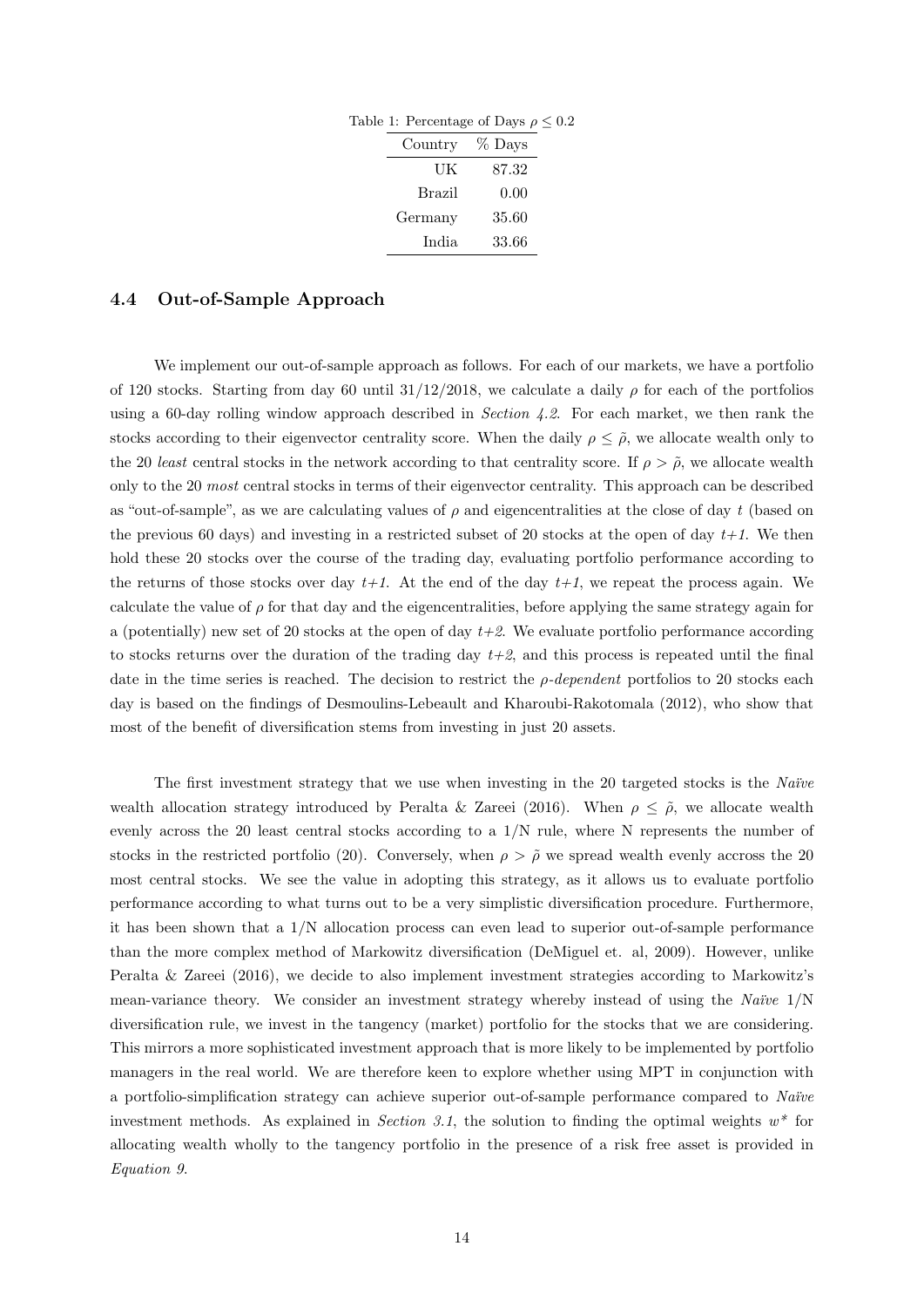Table 1: Percentage of Days $\rho \leq 0.2$

| Country | % Days |
|---|---|
| UK | 87.32 |
| Brazil | 0.00 |
| Germany | 35.60 |
| India | 33.66 |

### 4.4 Out-of-Sample Approach

We implement our out-of-sample approach as follows. For each of our markets, we have a portfolio of 120 stocks. Starting from day 60 until 31/12/2018, we calculate a daily $\rho$ for each of the portfolios using a 60-day rolling window approach described in *Section 4.2*. For each market, we then rank the stocks according to their eigenvector centrality score. When the daily $\rho \leq \tilde{\rho}$, we allocate wealth only to the 20 *least* central stocks in the network according to that centrality score. If $\rho > \tilde{\rho}$, we allocate wealth only to the 20 *most* central stocks in terms of their eigenvector centrality. This approach can be described as "out-of-sample", as we are calculating values of $\rho$ and eigencentralities at the close of day $t$ (based on the previous 60 days) and investing in a restricted subset of 20 stocks at the open of day *t+1*. We then hold these 20 stocks over the course of the trading day, evaluating portfolio performance according to the returns of those stocks over day *t+1*. At the end of the day *t+1*, we repeat the process again. We calculate the value of $\rho$ for that day and the eigencentralities, before applying the same strategy again for a (potentially) new set of 20 stocks at the open of day *t+2*. We evaluate portfolio performance according to stocks returns over the duration of the trading day *t+2*, and this process is repeated until the final date in the time series is reached. The decision to restrict the *ρ-dependent* portfolios to 20 stocks each day is based on the findings of Desmoulins-Lebeault and Kharoubi-Rakotomala (2012), who show that most of the benefit of diversification stems from investing in just 20 assets.

The first investment strategy that we use when investing in the 20 targeted stocks is the *Naïve* wealth allocation strategy introduced by Peralta & Zareei (2016). When $\rho \leq \tilde{\rho}$, we allocate wealth evenly across the 20 least central stocks according to a 1/N rule, where N represents the number of stocks in the restricted portfolio (20). Conversely, when $\rho > \tilde{\rho}$ we spread wealth evenly accross the 20 most central stocks. We see the value in adopting this strategy, as it allows us to evaluate portfolio performance according to what turns out to be a very simplistic diversification procedure. Furthermore, it has been shown that a 1/N allocation process can even lead to superior out-of-sample performance than the more complex method of Markowitz diversification (DeMiguel et. al, 2009). However, unlike Peralta & Zareei (2016), we decide to also implement investment strategies according to Markowitz's mean-variance theory. We consider an investment strategy whereby instead of using the *Naïve* 1/N diversification rule, we invest in the tangency (market) portfolio for the stocks that we are considering. This mirrors a more sophisticated investment approach that is more likely to be implemented by portfolio managers in the real world. We are therefore keen to explore whether using MPT in conjunction with a portfolio-simplification strategy can achieve superior out-of-sample performance compared to *Naïve* investment methods. As explained in *Section 3.1*, the solution to finding the optimal weights $w^*$ for allocating wealth wholly to the tangency portfolio in the presence of a risk free asset is provided in *Equation 9*.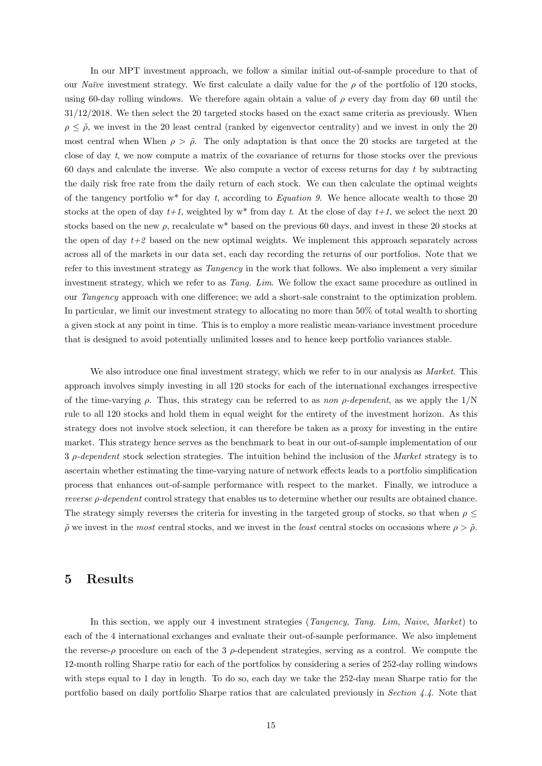In our MPT investment approach, we follow a similar initial out-of-sample procedure to that of our *Naïve* investment strategy. We first calculate a daily value for the $\rho$ of the portfolio of 120 stocks, using 60-day rolling windows. We therefore again obtain a value of $\rho$ every day from day 60 until the 31/12/2018. We then select the 20 targeted stocks based on the exact same criteria as previously. When $\rho \leq \tilde{\rho}$, we invest in the 20 least central (ranked by eigenvector centrality) and we invest in only the 20 most central when When $\rho > \tilde{\rho}$. The only adaptation is that once the 20 stocks are targeted at the close of day $t$, we now compute a matrix of the covariance of returns for those stocks over the previous 60 days and calculate the inverse. We also compute a vector of excess returns for day $t$ by subtracting the daily risk free rate from the daily return of each stock. We can then calculate the optimal weights of the tangency portfolio $w^*$ for day $t$, according to *Equation 9*. We hence allocate wealth to those 20 stocks at the open of day $t+1$, weighted by $w^*$ from day $t$. At the close of day $t+1$, we select the next 20 stocks based on the new $\rho$, recalculate $w^*$ based on the previous 60 days, and invest in these 20 stocks at the open of day $t+2$ based on the new optimal weights. We implement this approach separately across across all of the markets in our data set, each day recording the returns of our portfolios. Note that we refer to this investment strategy as *Tangency* in the work that follows. We also implement a very similar investment strategy, which we refer to as *Tang. Lim*. We follow the exact same procedure as outlined in our *Tangency* approach with one difference; we add a short-sale constraint to the optimization problem. In particular, we limit our investment strategy to allocating no more than 50% of total wealth to shorting a given stock at any point in time. This is to employ a more realistic mean-variance investment procedure that is designed to avoid potentially unlimited losses and to hence keep portfolio variances stable.

We also introduce one final investment strategy, which we refer to in our analysis as *Market*. This approach involves simply investing in all 120 stocks for each of the international exchanges irrespective of the time-varying $\rho$. Thus, this strategy can be referred to as *non $\rho$-dependent*, as we apply the 1/N rule to all 120 stocks and hold them in equal weight for the entirety of the investment horizon. As this strategy does not involve stock selection, it can therefore be taken as a proxy for investing in the entire market. This strategy hence serves as the benchmark to beat in our out-of-sample implementation of our 3 *$\rho$-dependent* stock selection strategies. The intuition behind the inclusion of the *Market* strategy is to ascertain whether estimating the time-varying nature of network effects leads to a portfolio simplification process that enhances out-of-sample performance with respect to the market. Finally, we introduce a *reverse $\rho$-dependent* control strategy that enables us to determine whether our results are obtained chance. The strategy simply reverses the criteria for investing in the targeted group of stocks, so that when $\rho \leq \tilde{\rho}$ we invest in the *most* central stocks, and we invest in the *least* central stocks on occasions where $\rho > \tilde{\rho}$.

# 5 Results

In this section, we apply our 4 investment strategies (*Tangency, Tang. Lim, Naive, Market*) to each of the 4 international exchanges and evaluate their out-of-sample performance. We also implement the reverse-$\rho$ procedure on each of the 3 $\rho$-dependent strategies, serving as a control. We compute the 12-month rolling Sharpe ratio for each of the portfolios by considering a series of 252-day rolling windows with steps equal to 1 day in length. To do so, each day we take the 252-day mean Sharpe ratio for the portfolio based on daily portfolio Sharpe ratios that are calculated previously in *Section 4.4*. Note that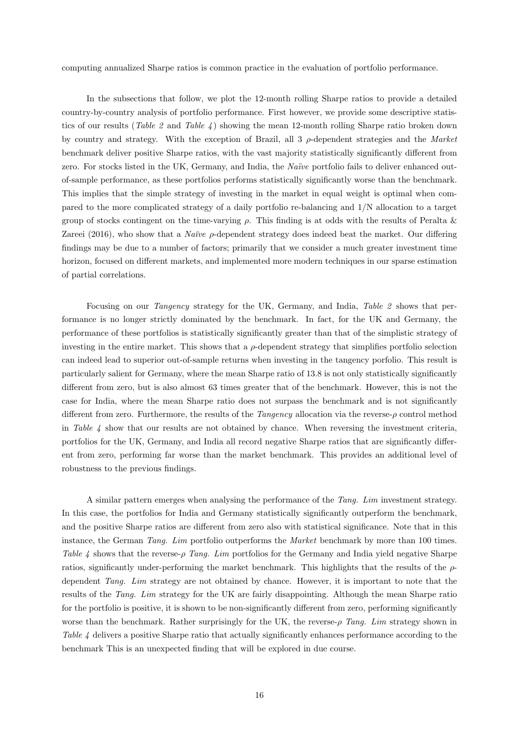computing annualized Sharpe ratios is common practice in the evaluation of portfolio performance.

In the subsections that follow, we plot the 12-month rolling Sharpe ratios to provide a detailed country-by-country analysis of portfolio performance. First however, we provide some descriptive statistics of our results (*Table 2* and *Table 4*) showing the mean 12-month rolling Sharpe ratio broken down by country and strategy. With the exception of Brazil, all 3 $\rho$-dependent strategies and the *Market* benchmark deliver positive Sharpe ratios, with the vast majority statistically significantly different from zero. For stocks listed in the UK, Germany, and India, the *Naïve* portfolio fails to deliver enhanced out-of-sample performance, as these portfolios performs statistically significantly worse than the benchmark. This implies that the simple strategy of investing in the market in equal weight is optimal when compared to the more complicated strategy of a daily portfolio re-balancing and 1/N allocation to a target group of stocks contingent on the time-varying $\rho$. This finding is at odds with the results of Peralta & Zareei (2016), who show that a *Naïve* $\rho$-dependent strategy does indeed beat the market. Our differing findings may be due to a number of factors; primarily that we consider a much greater investment time horizon, focused on different markets, and implemented more modern techniques in our sparse estimation of partial correlations.

Focusing on our *Tangency* strategy for the UK, Germany, and India, *Table 2* shows that performance is no longer strictly dominated by the benchmark. In fact, for the UK and Germany, the performance of these portfolios is statistically significantly greater than that of the simplistic strategy of investing in the entire market. This shows that a $\rho$-dependent strategy that simplifies portfolio selection can indeed lead to superior out-of-sample returns when investing in the tangency porfolio. This result is particularly salient for Germany, where the mean Sharpe ratio of 13.8 is not only statistically significantly different from zero, but is also almost 63 times greater that of the benchmark. However, this is not the case for India, where the mean Sharpe ratio does not surpass the benchmark and is not significantly different from zero. Furthermore, the results of the *Tangency* allocation via the reverse-$\rho$ control method in *Table 4* show that our results are not obtained by chance. When reversing the investment criteria, portfolios for the UK, Germany, and India all record negative Sharpe ratios that are significantly different from zero, performing far worse than the market benchmark. This provides an additional level of robustness to the previous findings.

A similar pattern emerges when analysing the performance of the *Tang. Lim* investment strategy. In this case, the portfolios for India and Germany statistically significantly outperform the benchmark, and the positive Sharpe ratios are different from zero also with statistical significance. Note that in this instance, the German *Tang. Lim* portfolio outperforms the *Market* benchmark by more than 100 times. *Table 4* shows that the reverse-$\rho$ *Tang. Lim* portfolios for the Germany and India yield negative Sharpe ratios, significantly under-performing the market benchmark. This highlights that the results of the $\rho$-dependent *Tang. Lim* strategy are not obtained by chance. However, it is important to note that the results of the *Tang. Lim* strategy for the UK are fairly disappointing. Although the mean Sharpe ratio for the portfolio is positive, it is shown to be non-significantly different from zero, performing significantly worse than the benchmark. Rather surprisingly for the UK, the reverse-$\rho$ *Tang. Lim* strategy shown in *Table 4* delivers a positive Sharpe ratio that actually significantly enhances performance according to the benchmark This is an unexpected finding that will be explored in due course.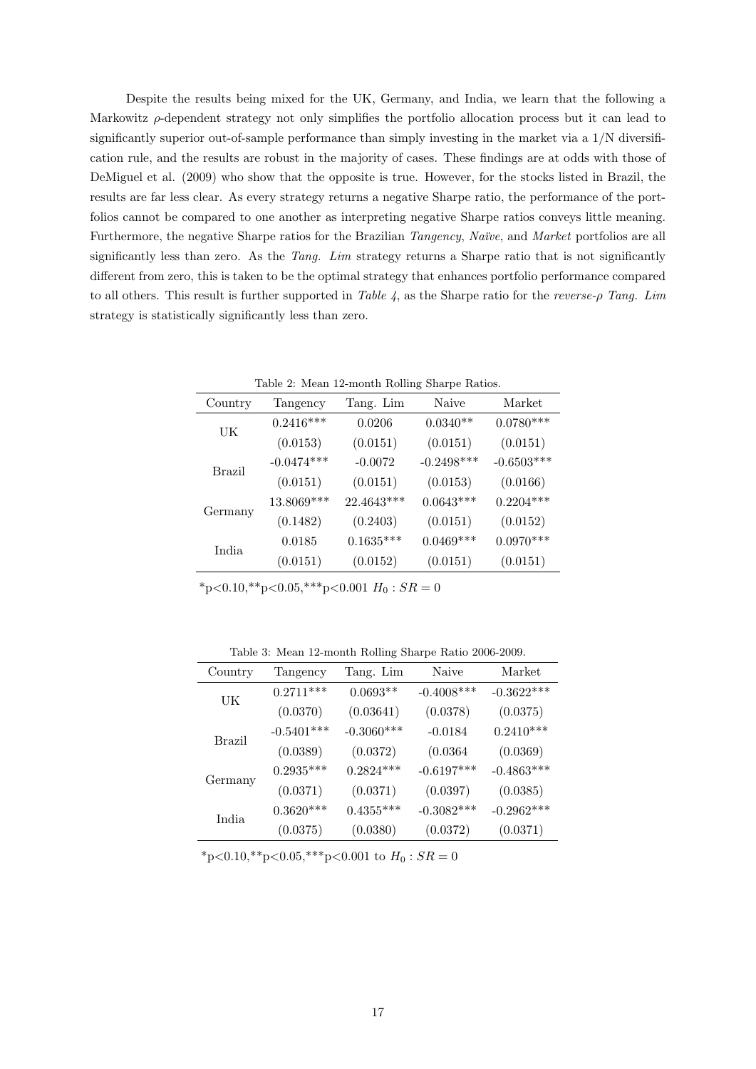Despite the results being mixed for the UK, Germany, and India, we learn that the following a Markowitz $\rho$-dependent strategy not only simplifies the portfolio allocation process but it can lead to significantly superior out-of-sample performance than simply investing in the market via a 1/N diversification rule, and the results are robust in the majority of cases. These findings are at odds with those of DeMiguel et al. (2009) who show that the opposite is true. However, for the stocks listed in Brazil, the results are far less clear. As every strategy returns a negative Sharpe ratio, the performance of the portfolios cannot be compared to one another as interpreting negative Sharpe ratios conveys little meaning. Furthermore, the negative Sharpe ratios for the Brazilian *Tangency*, *Naïve*, and *Market* portfolios are all significantly less than zero. As the *Tang. Lim* strategy returns a Sharpe ratio that is not significantly different from zero, this is taken to be the optimal strategy that enhances portfolio performance compared to all others. This result is further supported in *Table 4*, as the Sharpe ratio for the *reverse-$\rho$ Tang. Lim* strategy is statistically significantly less than zero.

Table 2: Mean 12-month Rolling Sharpe Ratios.

| Country | Tangency | Tang. Lim | Naive | Market |
|---|---|---|---|---|
| UK | 0.2416*** | 0.0206 | 0.0340** | 0.0780*** |
| | (0.0153) | (0.0151) | (0.0151) | (0.0151) |
| Brazil | -0.0474*** | -0.0072 | -0.2498*** | -0.6503*** |
| | (0.0151) | (0.0151) | (0.0153) | (0.0166) |
| Germany | 13.8069*** | 22.4643*** | 0.0643*** | 0.2204*** |
| | (0.1482) | (0.2403) | (0.0151) | (0.0152) |
| India | 0.0185 | 0.1635*** | 0.0469*** | 0.0970*** |
| | (0.0151) | (0.0152) | (0.0151) | (0.0151) |

*p<0.10,**p<0.05,***p<0.001 $H_0 : SR = 0$

Table 3: Mean 12-month Rolling Sharpe Ratio 2006-2009.

| Country | Tangency | Tang. Lim | Naive | Market |
|---|---|---|---|---|
| UK | 0.2711*** | 0.0693** | -0.4008*** | -0.3622*** |
| | (0.0370) | (0.03641) | (0.0378) | (0.0375) |
| Brazil | -0.5401*** | -0.3060*** | -0.0184 | 0.2410*** |
| | (0.0389) | (0.0372) | (0.0364 | (0.0369) |
| Germany | 0.2935*** | 0.2824*** | -0.6197*** | -0.4863*** |
| | (0.0371) | (0.0371) | (0.0397) | (0.0385) |
| India | 0.3620*** | 0.4355*** | -0.3082*** | -0.2962*** |
| | (0.0375) | (0.0380) | (0.0372) | (0.0371) |

*p<0.10,**p<0.05,***p<0.001 to $H_0 : SR = 0$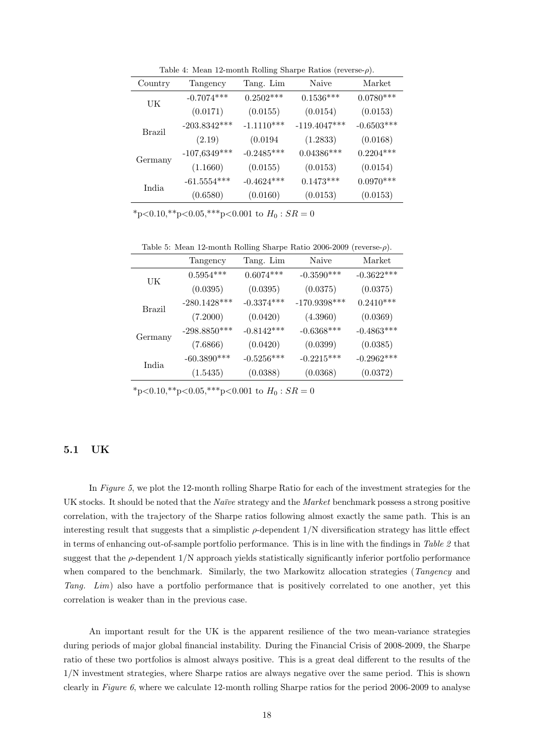Table 4: Mean 12-month Rolling Sharpe Ratios (reverse-$\rho$).

| Country | Tangency | Tang. Lim | Naive | Market |
|---|---|---|---|---|
| UK | -0.7074*** | 0.2502*** | 0.1536*** | 0.0780*** |
| | (0.0171) | (0.0155) | (0.0154) | (0.0153) |
| Brazil | -203.8342*** | -1.1110*** | -119.4047*** | -0.6503*** |
| | (2.19) | (0.0194 | (1.2833) | (0.0168) |
| Germany | -107,6349*** | -0.2485*** | 0.04386*** | 0.2204*** |
| | (1.1660) | (0.0155) | (0.0153) | (0.0154) |
| India | -61.5554*** | -0.4624*** | 0.1473*** | 0.0970*** |
| | (0.6580) | (0.0160) | (0.0153) | (0.0153) |

*p<0.10,**p<0.05,***p<0.001 to $H_0 : SR = 0$

Table 5: Mean 12-month Rolling Sharpe Ratio 2006-2009 (reverse-$\rho$).

| | Tangency | Tang. Lim | Naive | Market |
|---|---|---|---|---|
| UK | 0.5954*** | 0.6074*** | -0.3590*** | -0.3622*** |
| | (0.0395) | (0.0395) | (0.0375) | (0.0375) |
| Brazil | -280.1428*** | -0.3374*** | -170.9398*** | 0.2410*** |
| | (7.2000) | (0.0420) | (4.3960) | (0.0369) |
| Germany | -298.8850*** | -0.8142*** | -0.6368*** | -0.4863*** |
| | (7.6866) | (0.0420) | (0.0399) | (0.0385) |
| India | -60.3890*** | -0.5256*** | -0.2215*** | -0.2962*** |
| | (1.5435) | (0.0388) | (0.0368) | (0.0372) |

*p<0.10,**p<0.05,***p<0.001 to $H_0 : SR = 0$

## 5.1 UK

In *Figure 5*, we plot the 12-month rolling Sharpe Ratio for each of the investment strategies for the UK stocks. It should be noted that the *Naïve* strategy and the *Market* benchmark possess a strong positive correlation, with the trajectory of the Sharpe ratios following almost exactly the same path. This is an interesting result that suggests that a simplistic $\rho$-dependent 1/N diversification strategy has little effect in terms of enhancing out-of-sample portfolio performance. This is in line with the findings in *Table 2* that suggest that the $\rho$-dependent 1/N approach yields statistically significantly inferior portfolio performance when compared to the benchmark. Similarly, the two Markowitz allocation strategies (*Tangency* and *Tang. Lim*) also have a portfolio performance that is positively correlated to one another, yet this correlation is weaker than in the previous case.

An important result for the UK is the apparent resilience of the two mean-variance strategies during periods of major global financial instability. During the Financial Crisis of 2008-2009, the Sharpe ratio of these two portfolios is almost always positive. This is a great deal different to the results of the 1/N investment strategies, where Sharpe ratios are always negative over the same period. This is shown clearly in *Figure 6*, where we calculate 12-month rolling Sharpe ratios for the period 2006-2009 to analyse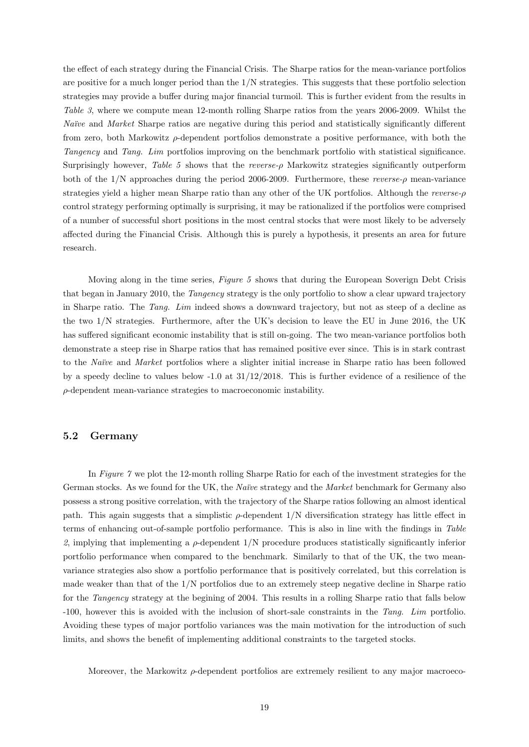the effect of each strategy during the Financial Crisis. The Sharpe ratios for the mean-variance portfolios are positive for a much longer period than the 1/N strategies. This suggests that these portfolio selection strategies may provide a buffer during major financial turmoil. This is further evident from the results in *Table 3*, where we compute mean 12-month rolling Sharpe ratios from the years 2006-2009. Whilst the *Naïve* and *Market* Sharpe ratios are negative during this period and statistically significantly different from zero, both Markowitz $\rho$-dependent portfolios demonstrate a positive performance, with both the *Tangency* and *Tang. Lim* portfolios improving on the benchmark portfolio with statistical significance. Surprisingly however, *Table 5* shows that the *reverse-$\rho$* Markowitz strategies significantly outperform both of the 1/N approaches during the period 2006-2009. Furthermore, these *reverse-$\rho$* mean-variance strategies yield a higher mean Sharpe ratio than any other of the UK portfolios. Although the *reverse-$\rho$* control strategy performing optimally is surprising, it may be rationalized if the portfolios were comprised of a number of successful short positions in the most central stocks that were most likely to be adversely affected during the Financial Crisis. Although this is purely a hypothesis, it presents an area for future research.

Moving along in the time series, *Figure 5* shows that during the European Soverign Debt Crisis that began in January 2010, the *Tangency* strategy is the only portfolio to show a clear upward trajectory in Sharpe ratio. The *Tang. Lim* indeed shows a downward trajectory, but not as steep of a decline as the two 1/N strategies. Furthermore, after the UK's decision to leave the EU in June 2016, the UK has suffered significant economic instability that is still on-going. The two mean-variance portfolios both demonstrate a steep rise in Sharpe ratios that has remained positive ever since. This is in stark contrast to the *Naïve* and *Market* portfolios where a slighter initial increase in Sharpe ratio has been followed by a speedy decline to values below -1.0 at 31/12/2018. This is further evidence of a resilience of the $\rho$-dependent mean-variance strategies to macroeconomic instability.

## 5.2 Germany

In *Figure 7* we plot the 12-month rolling Sharpe Ratio for each of the investment strategies for the German stocks. As we found for the UK, the *Naïve* strategy and the *Market* benchmark for Germany also possess a strong positive correlation, with the trajectory of the Sharpe ratios following an almost identical path. This again suggests that a simplistic $\rho$-dependent 1/N diversification strategy has little effect in terms of enhancing out-of-sample portfolio performance. This is also in line with the findings in *Table 2*, implying that implementing a $\rho$-dependent 1/N procedure produces statistically significantly inferior portfolio performance when compared to the benchmark. Similarly to that of the UK, the two mean-variance strategies also show a portfolio performance that is positively correlated, but this correlation is made weaker than that of the 1/N portfolios due to an extremely steep negative decline in Sharpe ratio for the *Tangency* strategy at the begining of 2004. This results in a rolling Sharpe ratio that falls below -100, however this is avoided with the inclusion of short-sale constraints in the *Tang. Lim* portfolio. Avoiding these types of major portfolio variances was the main motivation for the introduction of such limits, and shows the benefit of implementing additional constraints to the targeted stocks.

Moreover, the Markowitz $\rho$-dependent portfolios are extremely resilient to any major macroeco-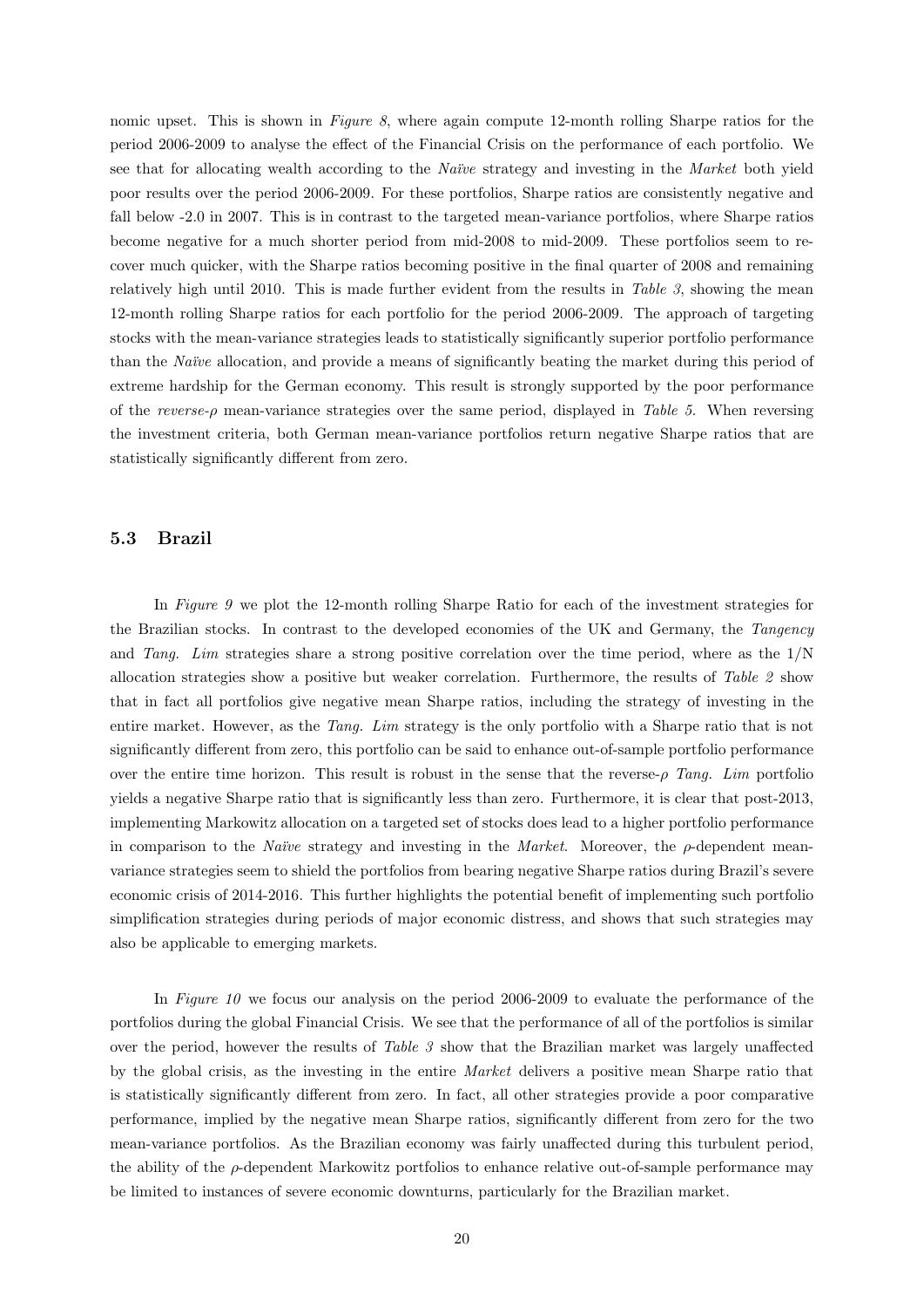nomic upset. This is shown in *Figure 8*, where again compute 12-month rolling Sharpe ratios for the period 2006-2009 to analyse the effect of the Financial Crisis on the performance of each portfolio. We see that for allocating wealth according to the *Naïve* strategy and investing in the *Market* both yield poor results over the period 2006-2009. For these portfolios, Sharpe ratios are consistently negative and fall below -2.0 in 2007. This is in contrast to the targeted mean-variance portfolios, where Sharpe ratios become negative for a much shorter period from mid-2008 to mid-2009. These portfolios seem to recover much quicker, with the Sharpe ratios becoming positive in the final quarter of 2008 and remaining relatively high until 2010. This is made further evident from the results in *Table 3*, showing the mean 12-month rolling Sharpe ratios for each portfolio for the period 2006-2009. The approach of targeting stocks with the mean-variance strategies leads to statistically significantly superior portfolio performance than the *Naïve* allocation, and provide a means of significantly beating the market during this period of extreme hardship for the German economy. This result is strongly supported by the poor performance of the *reverse-$\rho$* mean-variance strategies over the same period, displayed in *Table 5*. When reversing the investment criteria, both German mean-variance portfolios return negative Sharpe ratios that are statistically significantly different from zero.

## 5.3 Brazil

In *Figure 9* we plot the 12-month rolling Sharpe Ratio for each of the investment strategies for the Brazilian stocks. In contrast to the developed economies of the UK and Germany, the *Tangency* and *Tang. Lim* strategies share a strong positive correlation over the time period, where as the 1/N allocation strategies show a positive but weaker correlation. Furthermore, the results of *Table 2* show that in fact all portfolios give negative mean Sharpe ratios, including the strategy of investing in the entire market. However, as the *Tang. Lim* strategy is the only portfolio with a Sharpe ratio that is not significantly different from zero, this portfolio can be said to enhance out-of-sample portfolio performance over the entire time horizon. This result is robust in the sense that the reverse-$\rho$ *Tang. Lim* portfolio yields a negative Sharpe ratio that is significantly less than zero. Furthermore, it is clear that post-2013, implementing Markowitz allocation on a targeted set of stocks does lead to a higher portfolio performance in comparison to the *Naïve* strategy and investing in the *Market*. Moreover, the $\rho$-dependent mean-variance strategies seem to shield the portfolios from bearing negative Sharpe ratios during Brazil's severe economic crisis of 2014-2016. This further highlights the potential benefit of implementing such portfolio simplification strategies during periods of major economic distress, and shows that such strategies may also be applicable to emerging markets.

In *Figure 10* we focus our analysis on the period 2006-2009 to evaluate the performance of the portfolios during the global Financial Crisis. We see that the performance of all of the portfolios is similar over the period, however the results of *Table 3* show that the Brazilian market was largely unaffected by the global crisis, as the investing in the entire *Market* delivers a positive mean Sharpe ratio that is statistically significantly different from zero. In fact, all other strategies provide a poor comparative performance, implied by the negative mean Sharpe ratios, significantly different from zero for the two mean-variance portfolios. As the Brazilian economy was fairly unaffected during this turbulent period, the ability of the $\rho$-dependent Markowitz portfolios to enhance relative out-of-sample performance may be limited to instances of severe economic downturns, particularly for the Brazilian market.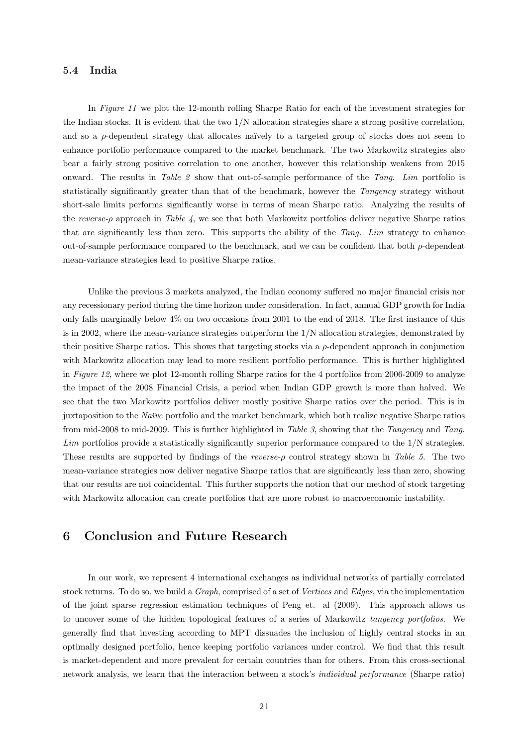### 5.4 India

In *Figure 11* we plot the 12-month rolling Sharpe Ratio for each of the investment strategies for the Indian stocks. It is evident that the two 1/N allocation strategies share a strong positive correlation, and so a $\rho$-dependent strategy that allocates naïvely to a targeted group of stocks does not seem to enhance portfolio performance compared to the market benchmark. The two Markowitz strategies also bear a fairly strong positive correlation to one another, however this relationship weakens from 2015 onward. The results in *Table 2* show that out-of-sample performance of the *Tang. Lim* portfolio is statistically significantly greater than that of the benchmark, however the *Tangency* strategy without short-sale limits performs significantly worse in terms of mean Sharpe ratio. Analyzing the results of the *reverse-$\rho$* approach in *Table 4*, we see that both Markowitz portfolios deliver negative Sharpe ratios that are significantly less than zero. This supports the ability of the *Tang. Lim* strategy to enhance out-of-sample performance compared to the benchmark, and we can be confident that both $\rho$-dependent mean-variance strategies lead to positive Sharpe ratios.

Unlike the previous 3 markets analyzed, the Indian economy suffered no major financial crisis nor any recessionary period during the time horizon under consideration. In fact, annual GDP growth for India only falls marginally below 4% on two occasions from 2001 to the end of 2018. The first instance of this is in 2002, where the mean-variance strategies outperform the 1/N allocation strategies, demonstrated by their positive Sharpe ratios. This shows that targeting stocks via a $\rho$-dependent approach in conjunction with Markowitz allocation may lead to more resilient portfolio performance. This is further highlighted in *Figure 12*, where we plot 12-month rolling Sharpe ratios for the 4 portfolios from 2006-2009 to analyze the impact of the 2008 Financial Crisis, a period when Indian GDP growth is more than halved. We see that the two Markowitz portfolios deliver mostly positive Sharpe ratios over the period. This is in juxtaposition to the *Naïve* portfolio and the market benchmark, which both realize negative Sharpe ratios from mid-2008 to mid-2009. This is further highlighted in *Table 3*, showing that the *Tangency* and *Tang. Lim* portfolios provide a statistically significantly superior performance compared to the 1/N strategies. These results are supported by findings of the *reverse-$\rho$* control strategy shown in *Table 5*. The two mean-variance strategies now deliver negative Sharpe ratios that are significantly less than zero, showing that our results are not coincidental. This further supports the notion that our method of stock targeting with Markowitz allocation can create portfolios that are more robust to macroeconomic instability.

## 6 Conclusion and Future Research

In our work, we represent 4 international exchanges as individual networks of partially correlated stock returns. To do so, we build a *Graph*, comprised of a set of *Vertices* and *Edges*, via the implementation of the joint sparse regression estimation techniques of Peng et. al (2009). This approach allows us to uncover some of the hidden topological features of a series of Markowitz *tangency portfolios*. We generally find that investing according to MPT dissuades the inclusion of highly central stocks in an optimally designed portfolio, hence keeping portfolio variances under control. We find that this result is market-dependent and more prevalent for certain countries than for others. From this cross-sectional network analysis, we learn that the interaction between a stock's *individual performance* (Sharpe ratio)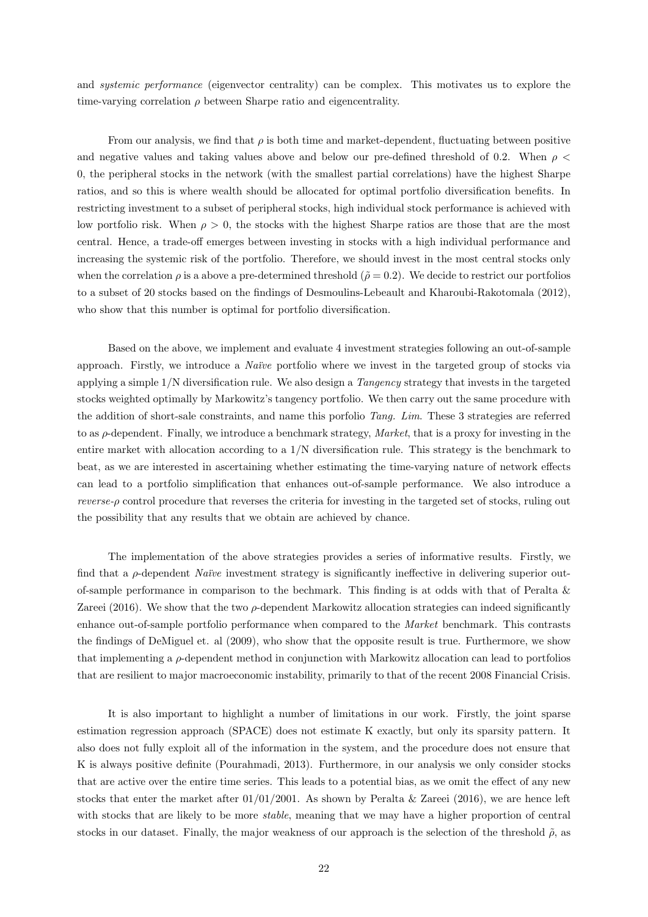and *systemic performance* (eigenvector centrality) can be complex. This motivates us to explore the time-varying correlation $\rho$ between Sharpe ratio and eigencentrality.

From our analysis, we find that $\rho$ is both time and market-dependent, fluctuating between positive and negative values and taking values above and below our pre-defined threshold of 0.2. When $\rho < 0$, the peripheral stocks in the network (with the smallest partial correlations) have the highest Sharpe ratios, and so this is where wealth should be allocated for optimal portfolio diversification benefits. In restricting investment to a subset of peripheral stocks, high individual stock performance is achieved with low portfolio risk. When $\rho > 0$, the stocks with the highest Sharpe ratios are those that are the most central. Hence, a trade-off emerges between investing in stocks with a high individual performance and increasing the systemic risk of the portfolio. Therefore, we should invest in the most central stocks only when the correlation $\rho$ is a above a pre-determined threshold ($\tilde{\rho} = 0.2$). We decide to restrict our portfolios to a subset of 20 stocks based on the findings of Desmoulins-Lebeault and Kharoubi-Rakotomala (2012), who show that this number is optimal for portfolio diversification.

Based on the above, we implement and evaluate 4 investment strategies following an out-of-sample approach. Firstly, we introduce a *Naïve* portfolio where we invest in the targeted group of stocks via applying a simple 1/N diversification rule. We also design a *Tangency* strategy that invests in the targeted stocks weighted optimally by Markowitz's tangency portfolio. We then carry out the same procedure with the addition of short-sale constraints, and name this porfolio *Tang. Lim*. These 3 strategies are referred to as $\rho$-dependent. Finally, we introduce a benchmark strategy, *Market*, that is a proxy for investing in the entire market with allocation according to a 1/N diversification rule. This strategy is the benchmark to beat, as we are interested in ascertaining whether estimating the time-varying nature of network effects can lead to a portfolio simplification that enhances out-of-sample performance. We also introduce a *reverse-$\rho$* control procedure that reverses the criteria for investing in the targeted set of stocks, ruling out the possibility that any results that we obtain are achieved by chance.

The implementation of the above strategies provides a series of informative results. Firstly, we find that a $\rho$-dependent *Naïve* investment strategy is significantly ineffective in delivering superior out-of-sample performance in comparison to the bechmark. This finding is at odds with that of Peralta & Zareei (2016). We show that the two $\rho$-dependent Markowitz allocation strategies can indeed significantly enhance out-of-sample portfolio performance when compared to the *Market* benchmark. This contrasts the findings of DeMiguel et. al (2009), who show that the opposite result is true. Furthermore, we show that implementing a $\rho$-dependent method in conjunction with Markowitz allocation can lead to portfolios that are resilient to major macroeconomic instability, primarily to that of the recent 2008 Financial Crisis.

It is also important to highlight a number of limitations in our work. Firstly, the joint sparse estimation regression approach (SPACE) does not estimate K exactly, but only its sparsity pattern. It also does not fully exploit all of the information in the system, and the procedure does not ensure that K is always positive definite (Pourahmadi, 2013). Furthermore, in our analysis we only consider stocks that are active over the entire time series. This leads to a potential bias, as we omit the effect of any new stocks that enter the market after 01/01/2001. As shown by Peralta & Zareei (2016), we are hence left with stocks that are likely to be more *stable*, meaning that we may have a higher proportion of central stocks in our dataset. Finally, the major weakness of our approach is the selection of the threshold $\tilde{\rho}$, as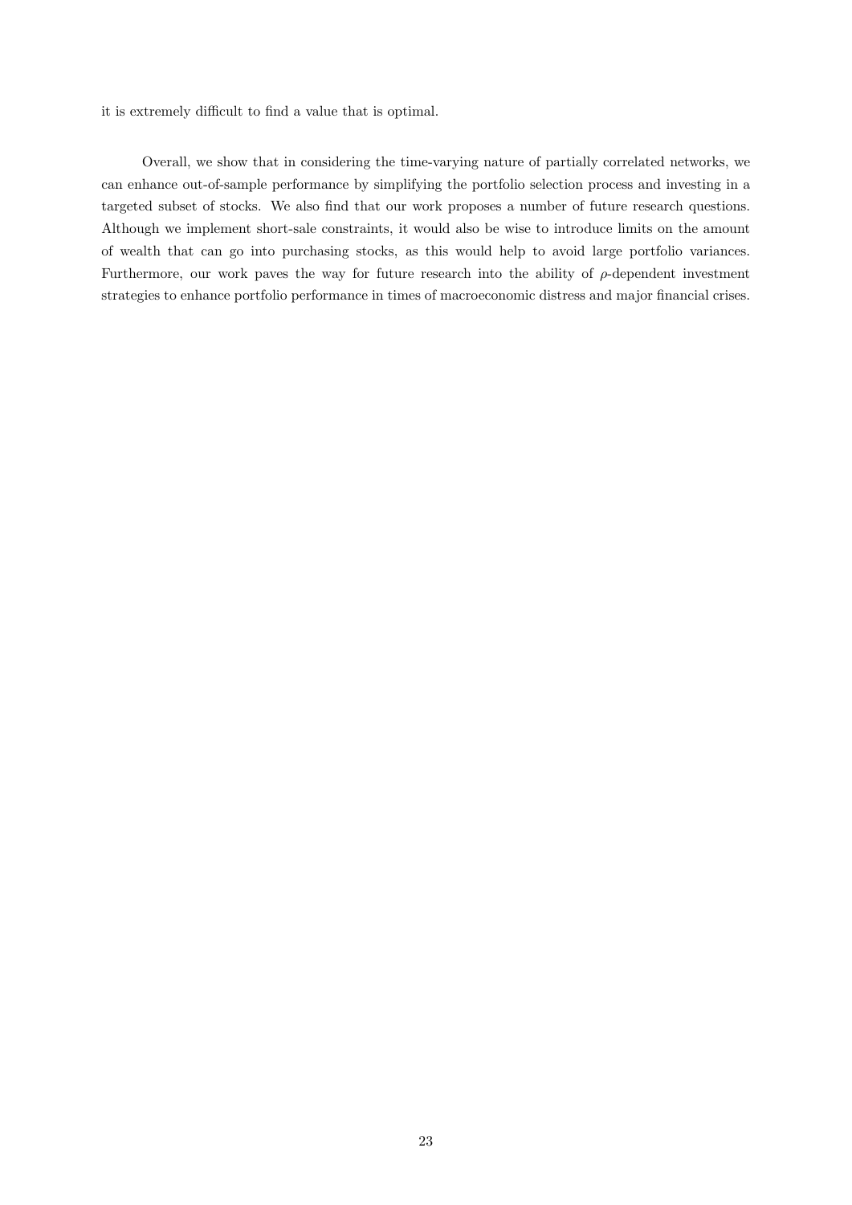it is extremely difficult to find a value that is optimal.

Overall, we show that in considering the time-varying nature of partially correlated networks, we can enhance out-of-sample performance by simplifying the portfolio selection process and investing in a targeted subset of stocks. We also find that our work proposes a number of future research questions. Although we implement short-sale constraints, it would also be wise to introduce limits on the amount of wealth that can go into purchasing stocks, as this would help to avoid large portfolio variances. Furthermore, our work paves the way for future research into the ability of $\rho$-dependent investment strategies to enhance portfolio performance in times of macroeconomic distress and major financial crises.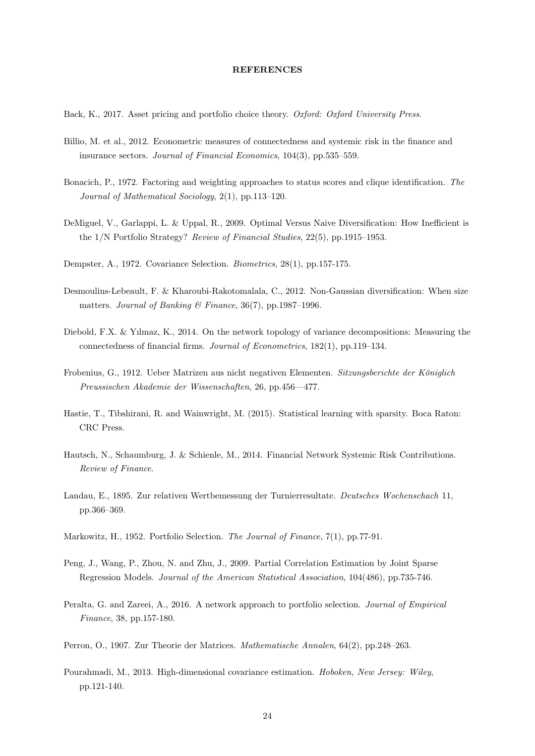## REFERENCES

Back, K., 2017. Asset pricing and portfolio choice theory. *Oxford: Oxford University Press*.

Billio, M. et al., 2012. Econometric measures of connectedness and systemic risk in the finance and insurance sectors. *Journal of Financial Economics*, 104(3), pp.535–559.

Bonacich, P., 1972. Factoring and weighting approaches to status scores and clique identification. *The Journal of Mathematical Sociology*, 2(1), pp.113–120.

DeMiguel, V., Garlappi, L. & Uppal, R., 2009. Optimal Versus Naive Diversification: How Inefficient is the 1/N Portfolio Strategy? *Review of Financial Studies*, 22(5), pp.1915–1953.

Dempster, A., 1972. Covariance Selection. *Biometrics*, 28(1), pp.157-175.

Desmoulins-Lebeault, F. & Kharoubi-Rakotomalala, C., 2012. Non-Gaussian diversification: When size matters. *Journal of Banking & Finance*, 36(7), pp.1987–1996.

Diebold, F.X. & Yılmaz, K., 2014. On the network topology of variance decompositions: Measuring the connectedness of financial firms. *Journal of Econometrics*, 182(1), pp.119–134.

Frobenius, G., 1912. Ueber Matrizen aus nicht negativen Elementen. *Sitzungsberichte der Königlich Preussischen Akademie der Wissenschaften*, 26, pp.456—477.

Hastie, T., Tibshirani, R. and Wainwright, M. (2015). Statistical learning with sparsity. Boca Raton: CRC Press.

Hautsch, N., Schaumburg, J. & Schienle, M., 2014. Financial Network Systemic Risk Contributions. *Review of Finance*.

Landau, E., 1895. Zur relativen Wertbemessung der Turnierresultate. *Deutsches Wochenschach* 11, pp.366–369.

Markowitz, H., 1952. Portfolio Selection. *The Journal of Finance*, 7(1), pp.77-91.

Peng, J., Wang, P., Zhou, N. and Zhu, J., 2009. Partial Correlation Estimation by Joint Sparse Regression Models. *Journal of the American Statistical Association*, 104(486), pp.735-746.

Peralta, G. and Zareei, A., 2016. A network approach to portfolio selection. *Journal of Empirical Finance*, 38, pp.157-180.

Perron, O., 1907. Zur Theorie der Matrices. *Mathematische Annalen*, 64(2), pp.248–263.

Pourahmadi, M., 2013. High-dimensional covariance estimation. *Hoboken, New Jersey: Wiley*, pp.121-140.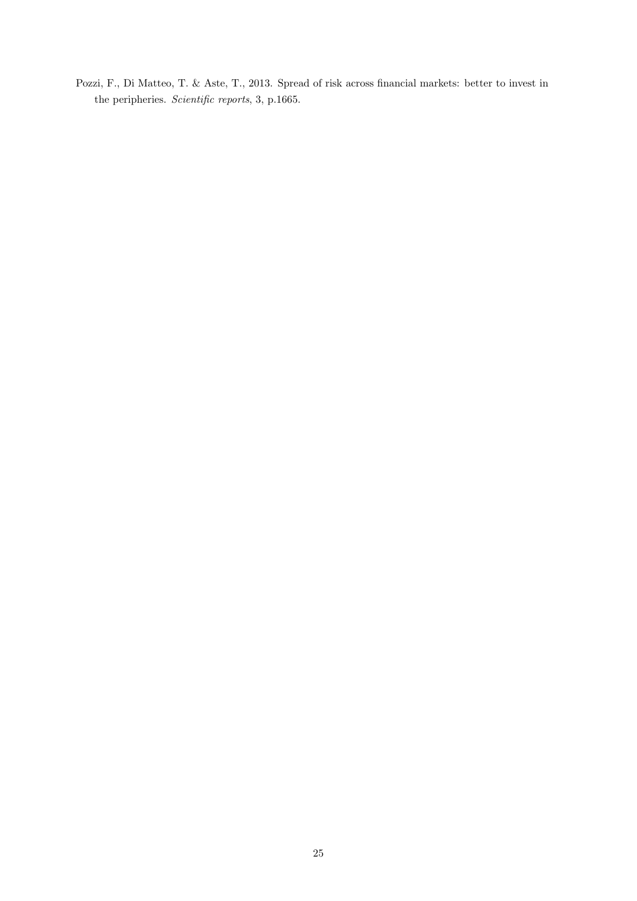Pozzi, F., Di Matteo, T. & Aste, T., 2013. Spread of risk across financial markets: better to invest in the peripheries. *Scientific reports*, 3, p.1665.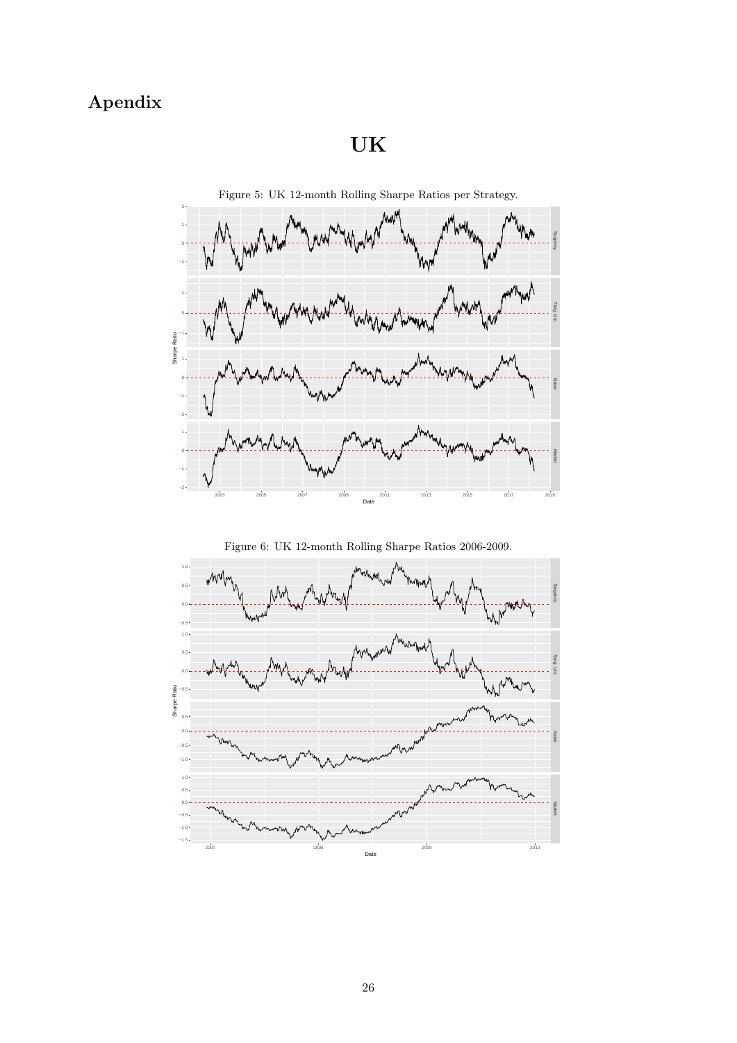# Apendix

## UK

Figure 5: UK 12-month Rolling Sharpe Ratios per Strategy.

Figure 6: UK 12-month Rolling Sharpe Ratios 2006-2009.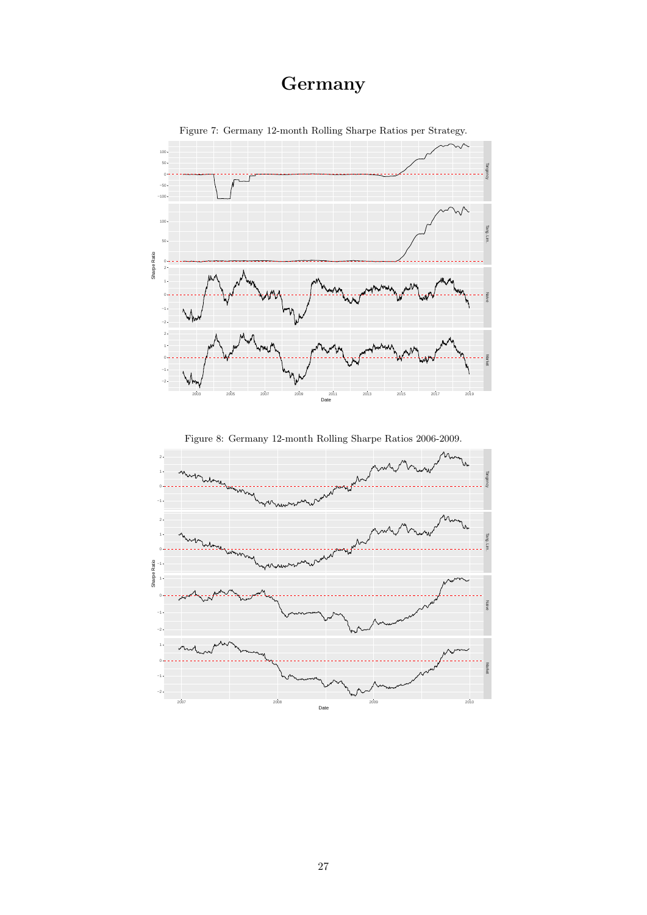# Germany

Figure 7: Germany 12-month Rolling Sharpe Ratios per Strategy.

Figure 8: Germany 12-month Rolling Sharpe Ratios 2006-2009.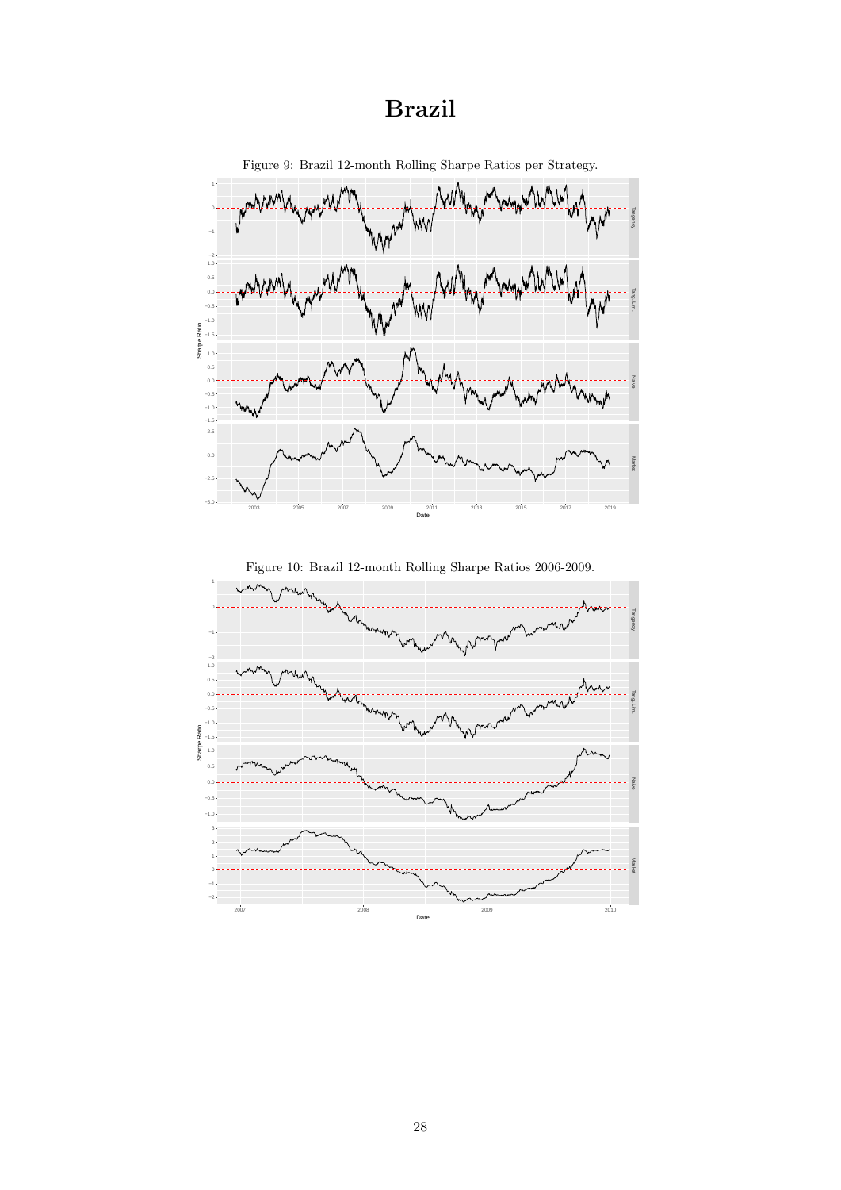# Brazil

Figure 9: Brazil 12-month Rolling Sharpe Ratios per Strategy.

Figure 10: Brazil 12-month Rolling Sharpe Ratios 2006-2009.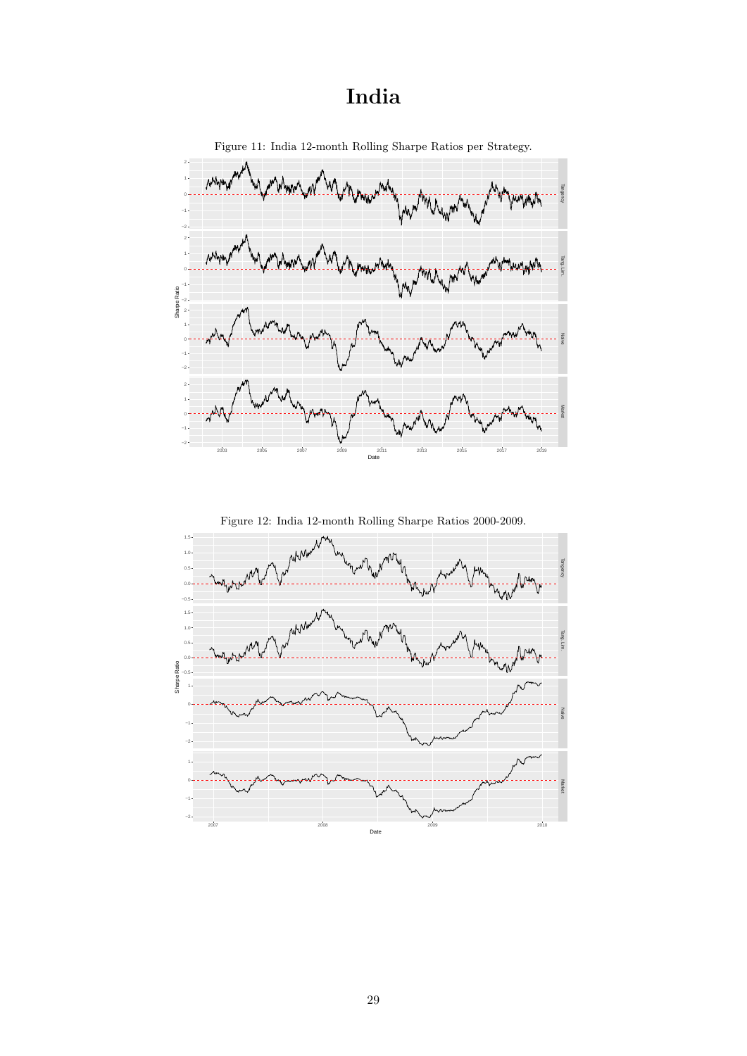# India

Figure 11: India 12-month Rolling Sharpe Ratios per Strategy.

Sharpe Ratio

Tangency

Tang. Lim.

Naive

Market

2
1
0
−1
−2

2003 2005 2007 2009 2011 2013 2015 2017 2019

Date

Figure 12: India 12-month Rolling Sharpe Ratios 2000-2009.

Sharpe Ratio

Tangency

Tang. Lim.

Naive

Market

1.5
1.0
0.5
0.0
−0.5

1
0
−1
−2

2007 2008 2009 2010

Date